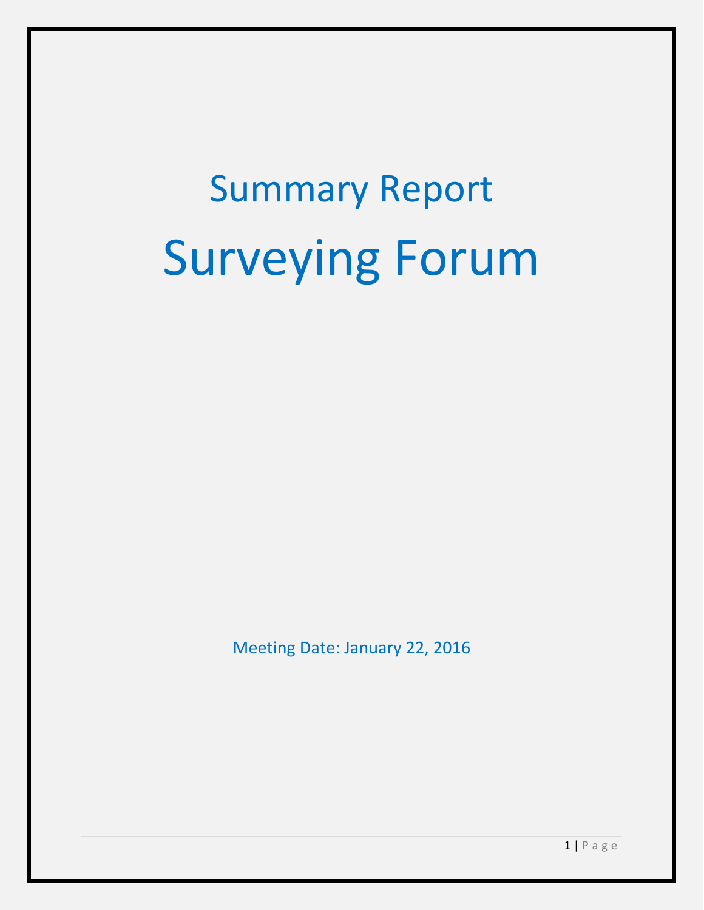# Summary Report

# Surveying Forum

Meeting Date: January 22, 2016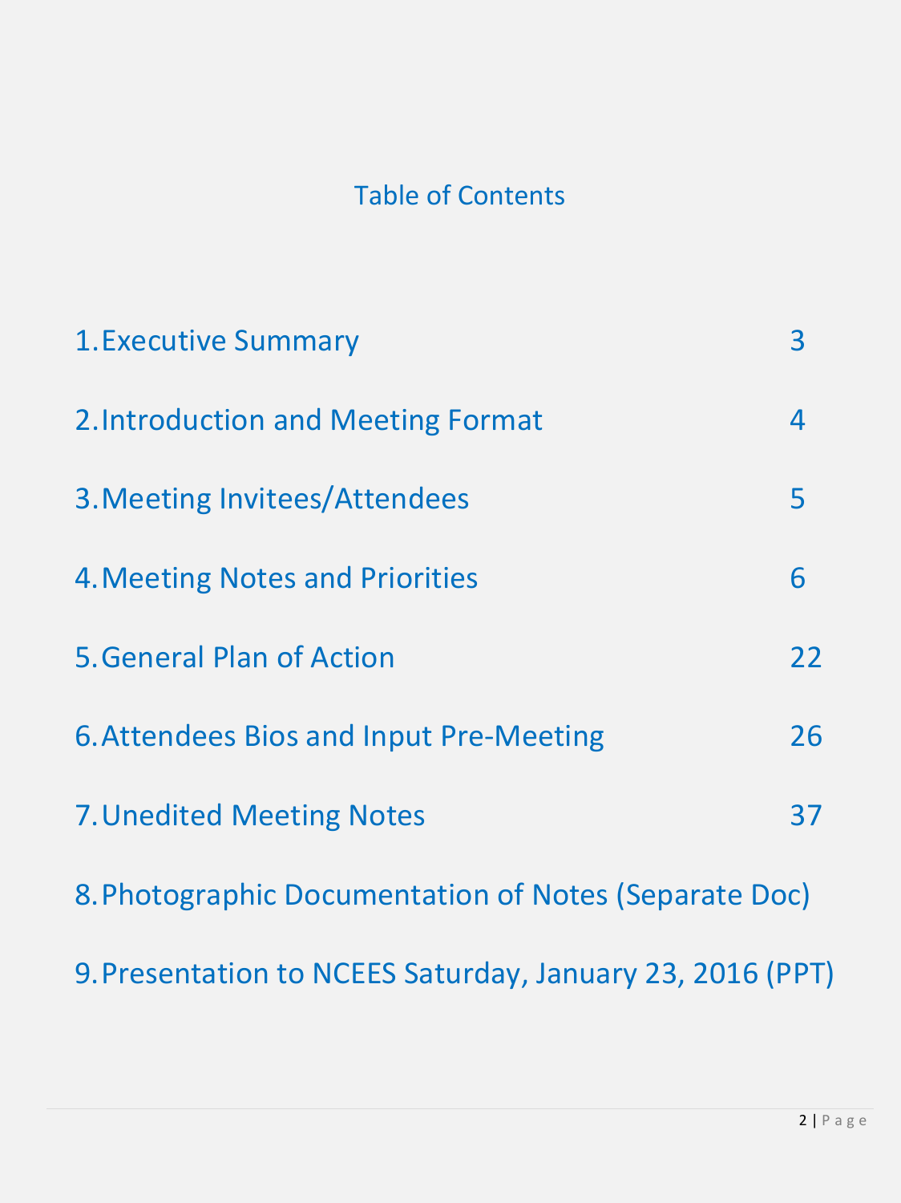# Table of Contents

| | |
|---|---|
| 1. Executive Summary | 3 |
| 2. Introduction and Meeting Format | 4 |
| 3. Meeting Invitees/Attendees | 5 |
| 4. Meeting Notes and Priorities | 6 |
| 5. General Plan of Action | 22 |
| 6. Attendees Bios and Input Pre-Meeting | 26 |
| 7. Unedited Meeting Notes | 37 |
| 8. Photographic Documentation of Notes (Separate Doc) | |
| 9. Presentation to NCEES Saturday, January 23, 2016 (PPT) | |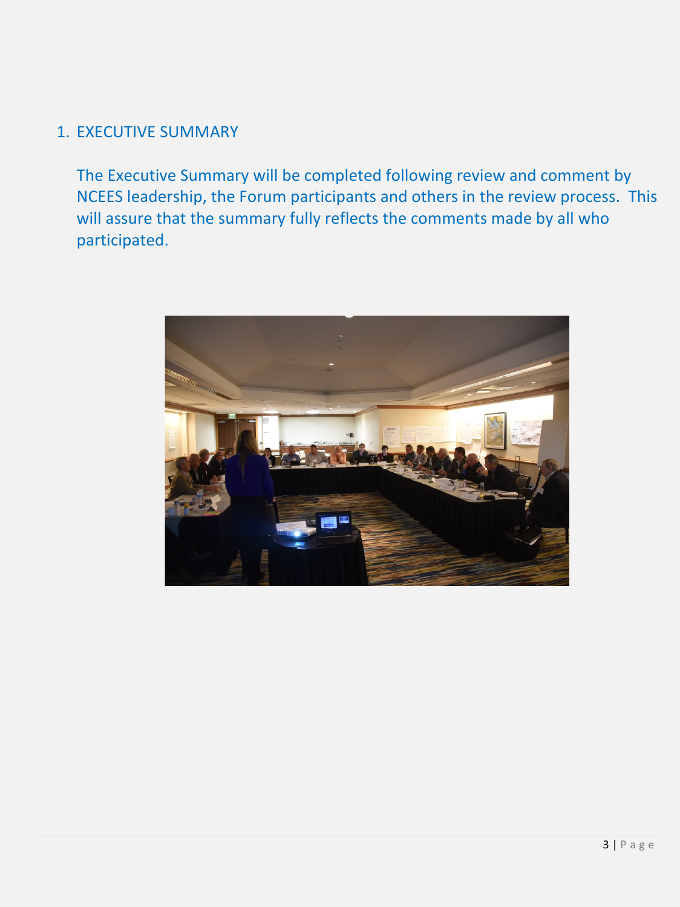# 1. EXECUTIVE SUMMARY

The Executive Summary will be completed following review and comment by NCEES leadership, the Forum participants and others in the review process. This will assure that the summary fully reflects the comments made by all who participated.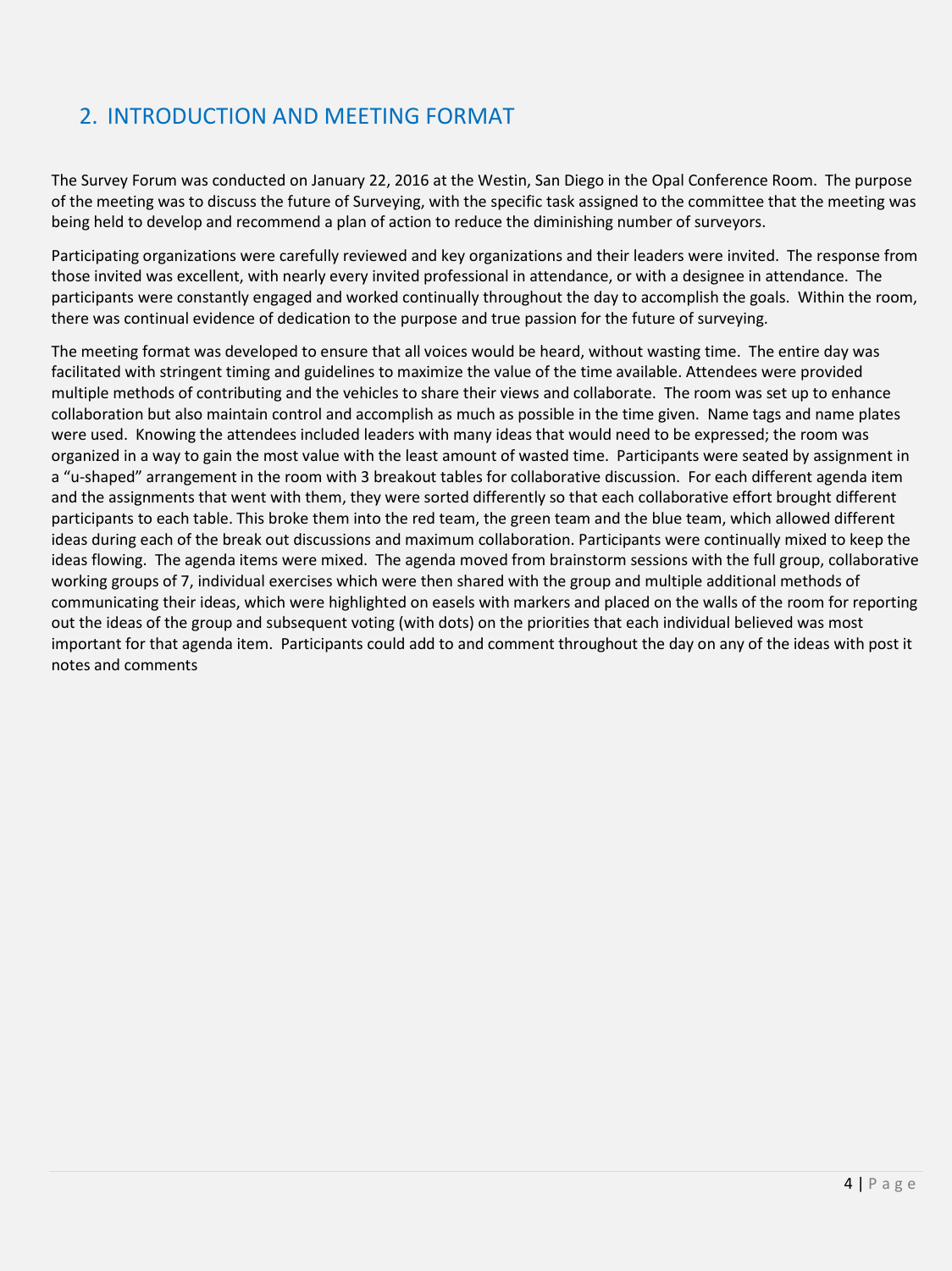## 2. INTRODUCTION AND MEETING FORMAT

The Survey Forum was conducted on January 22, 2016 at the Westin, San Diego in the Opal Conference Room. The purpose of the meeting was to discuss the future of Surveying, with the specific task assigned to the committee that the meeting was being held to develop and recommend a plan of action to reduce the diminishing number of surveyors.

Participating organizations were carefully reviewed and key organizations and their leaders were invited. The response from those invited was excellent, with nearly every invited professional in attendance, or with a designee in attendance. The participants were constantly engaged and worked continually throughout the day to accomplish the goals. Within the room, there was continual evidence of dedication to the purpose and true passion for the future of surveying.

The meeting format was developed to ensure that all voices would be heard, without wasting time. The entire day was facilitated with stringent timing and guidelines to maximize the value of the time available. Attendees were provided multiple methods of contributing and the vehicles to share their views and collaborate. The room was set up to enhance collaboration but also maintain control and accomplish as much as possible in the time given. Name tags and name plates were used. Knowing the attendees included leaders with many ideas that would need to be expressed; the room was organized in a way to gain the most value with the least amount of wasted time. Participants were seated by assignment in a "u-shaped" arrangement in the room with 3 breakout tables for collaborative discussion. For each different agenda item and the assignments that went with them, they were sorted differently so that each collaborative effort brought different participants to each table. This broke them into the red team, the green team and the blue team, which allowed different ideas during each of the break out discussions and maximum collaboration. Participants were continually mixed to keep the ideas flowing. The agenda items were mixed. The agenda moved from brainstorm sessions with the full group, collaborative working groups of 7, individual exercises which were then shared with the group and multiple additional methods of communicating their ideas, which were highlighted on easels with markers and placed on the walls of the room for reporting out the ideas of the group and subsequent voting (with dots) on the priorities that each individual believed was most important for that agenda item. Participants could add to and comment throughout the day on any of the ideas with post it notes and comments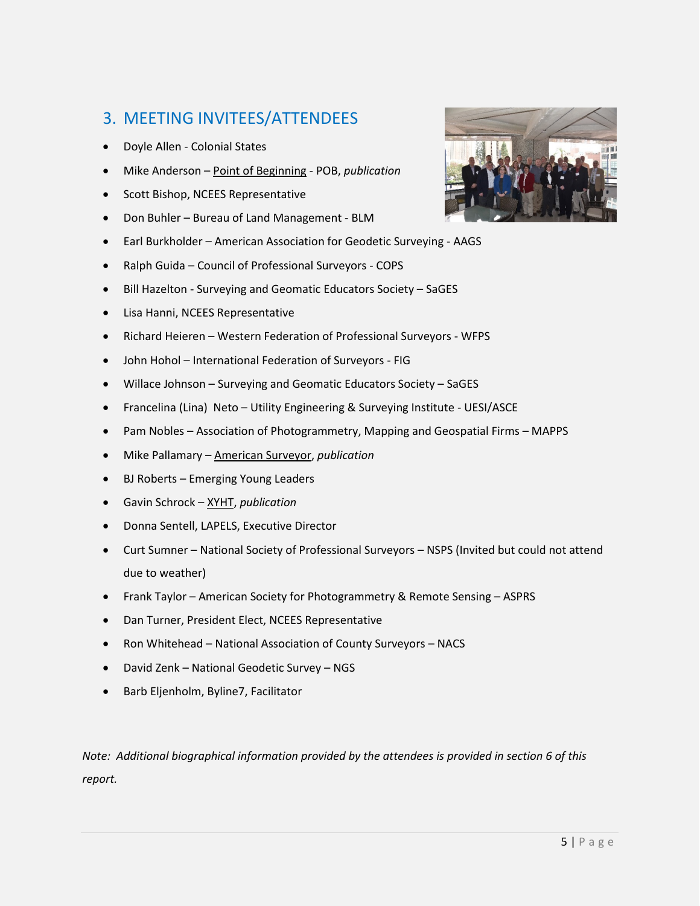## 3. MEETING INVITEES/ATTENDEES

- Doyle Allen - Colonial States
- Mike Anderson – Point of Beginning - POB, *publication*
- Scott Bishop, NCEES Representative
- Don Buhler – Bureau of Land Management - BLM
- Earl Burkholder – American Association for Geodetic Surveying - AAGS
- Ralph Guida – Council of Professional Surveyors - COPS
- Bill Hazelton - Surveying and Geomatic Educators Society – SaGES
- Lisa Hanni, NCEES Representative
- Richard Heieren – Western Federation of Professional Surveyors - WFPS
- John Hohol – International Federation of Surveyors - FIG
- Willace Johnson – Surveying and Geomatic Educators Society – SaGES
- Francelina (Lina) Neto – Utility Engineering & Surveying Institute - UESI/ASCE
- Pam Nobles – Association of Photogrammetry, Mapping and Geospatial Firms – MAPPS
- Mike Pallamary – American Surveyor, *publication*
- BJ Roberts – Emerging Young Leaders
- Gavin Schrock – XYHT, *publication*
- Donna Sentell, LAPELS, Executive Director
- Curt Sumner – National Society of Professional Surveyors – NSPS (Invited but could not attend due to weather)
- Frank Taylor – American Society for Photogrammetry & Remote Sensing – ASPRS
- Dan Turner, President Elect, NCEES Representative
- Ron Whitehead – National Association of County Surveyors – NACS
- David Zenk – National Geodetic Survey – NGS
- Barb Eljenholm, Byline7, Facilitator

*Note: Additional biographical information provided by the attendees is provided in section 6 of this report.*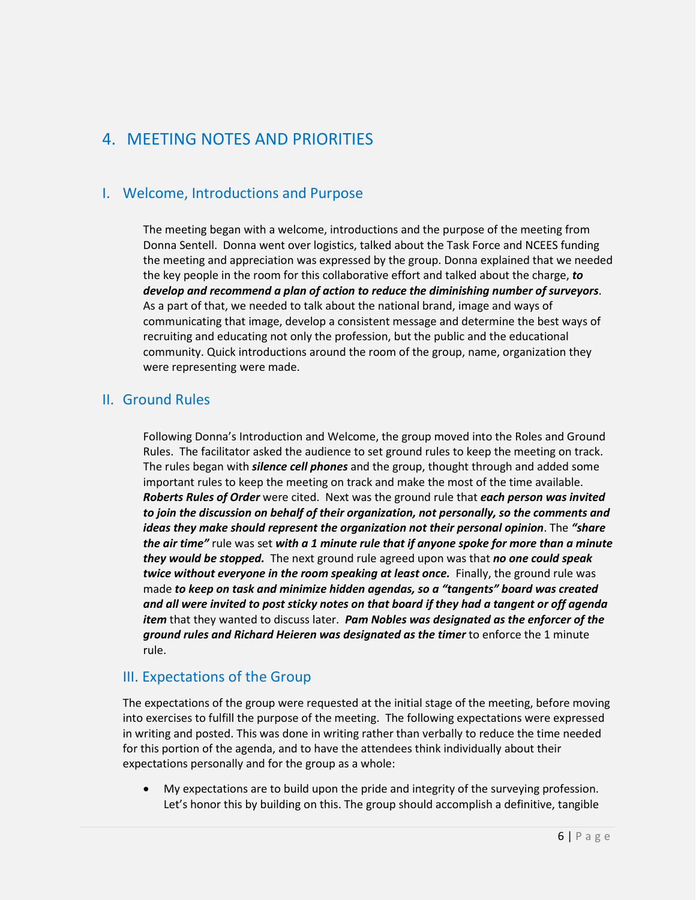# 4. MEETING NOTES AND PRIORITIES

## I. Welcome, Introductions and Purpose

The meeting began with a welcome, introductions and the purpose of the meeting from Donna Sentell. Donna went over logistics, talked about the Task Force and NCEES funding the meeting and appreciation was expressed by the group. Donna explained that we needed the key people in the room for this collaborative effort and talked about the charge, ***to develop and recommend a plan of action to reduce the diminishing number of surveyors***. As a part of that, we needed to talk about the national brand, image and ways of communicating that image, develop a consistent message and determine the best ways of recruiting and educating not only the profession, but the public and the educational community. Quick introductions around the room of the group, name, organization they were representing were made.

## II. Ground Rules

Following Donna's Introduction and Welcome, the group moved into the Roles and Ground Rules. The facilitator asked the audience to set ground rules to keep the meeting on track. The rules began with ***silence cell phones*** and the group, thought through and added some important rules to keep the meeting on track and make the most of the time available. ***Roberts Rules of Order*** were cited. Next was the ground rule that ***each person was invited to join the discussion on behalf of their organization, not personally, so the comments and ideas they make should represent the organization not their personal opinion***. The ***"share the air time"*** rule was set ***with a 1 minute rule that if anyone spoke for more than a minute they would be stopped.*** The next ground rule agreed upon was that ***no one could speak twice without everyone in the room speaking at least once.*** Finally, the ground rule was made ***to keep on task and minimize hidden agendas, so a "tangents" board was created and all were invited to post sticky notes on that board if they had a tangent or off agenda item*** that they wanted to discuss later. ***Pam Nobles was designated as the enforcer of the ground rules and Richard Heieren was designated as the timer*** to enforce the 1 minute rule.

## III. Expectations of the Group

The expectations of the group were requested at the initial stage of the meeting, before moving into exercises to fulfill the purpose of the meeting. The following expectations were expressed in writing and posted. This was done in writing rather than verbally to reduce the time needed for this portion of the agenda, and to have the attendees think individually about their expectations personally and for the group as a whole:

- My expectations are to build upon the pride and integrity of the surveying profession. Let's honor this by building on this. The group should accomplish a definitive, tangible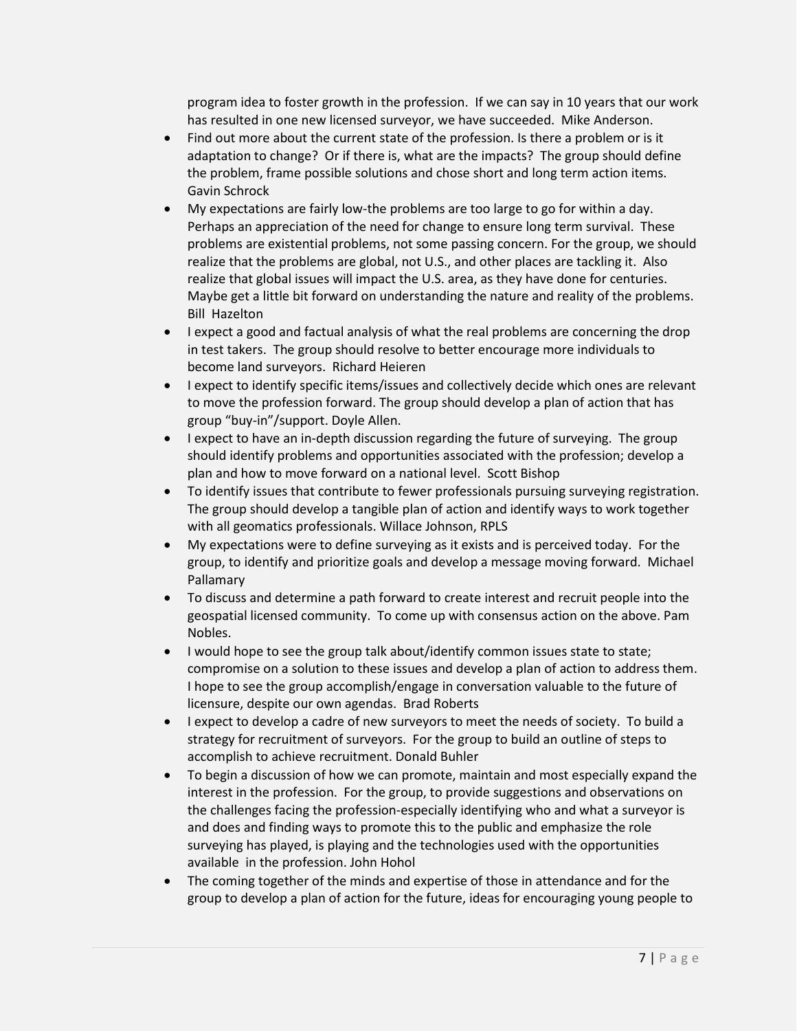program idea to foster growth in the profession. If we can say in 10 years that our work has resulted in one new licensed surveyor, we have succeeded. Mike Anderson.

- Find out more about the current state of the profession. Is there a problem or is it adaptation to change? Or if there is, what are the impacts? The group should define the problem, frame possible solutions and chose short and long term action items. Gavin Schrock
- My expectations are fairly low-the problems are too large to go for within a day. Perhaps an appreciation of the need for change to ensure long term survival. These problems are existential problems, not some passing concern. For the group, we should realize that the problems are global, not U.S., and other places are tackling it. Also realize that global issues will impact the U.S. area, as they have done for centuries. Maybe get a little bit forward on understanding the nature and reality of the problems. Bill Hazelton
- I expect a good and factual analysis of what the real problems are concerning the drop in test takers. The group should resolve to better encourage more individuals to become land surveyors. Richard Heieren
- I expect to identify specific items/issues and collectively decide which ones are relevant to move the profession forward. The group should develop a plan of action that has group "buy-in"/support. Doyle Allen.
- I expect to have an in-depth discussion regarding the future of surveying. The group should identify problems and opportunities associated with the profession; develop a plan and how to move forward on a national level. Scott Bishop
- To identify issues that contribute to fewer professionals pursuing surveying registration. The group should develop a tangible plan of action and identify ways to work together with all geomatics professionals. Willace Johnson, RPLS
- My expectations were to define surveying as it exists and is perceived today. For the group, to identify and prioritize goals and develop a message moving forward. Michael Pallamary
- To discuss and determine a path forward to create interest and recruit people into the geospatial licensed community. To come up with consensus action on the above. Pam Nobles.
- I would hope to see the group talk about/identify common issues state to state; compromise on a solution to these issues and develop a plan of action to address them. I hope to see the group accomplish/engage in conversation valuable to the future of licensure, despite our own agendas. Brad Roberts
- I expect to develop a cadre of new surveyors to meet the needs of society. To build a strategy for recruitment of surveyors. For the group to build an outline of steps to accomplish to achieve recruitment. Donald Buhler
- To begin a discussion of how we can promote, maintain and most especially expand the interest in the profession. For the group, to provide suggestions and observations on the challenges facing the profession-especially identifying who and what a surveyor is and does and finding ways to promote this to the public and emphasize the role surveying has played, is playing and the technologies used with the opportunities available in the profession. John Hohol
- The coming together of the minds and expertise of those in attendance and for the group to develop a plan of action for the future, ideas for encouraging young people to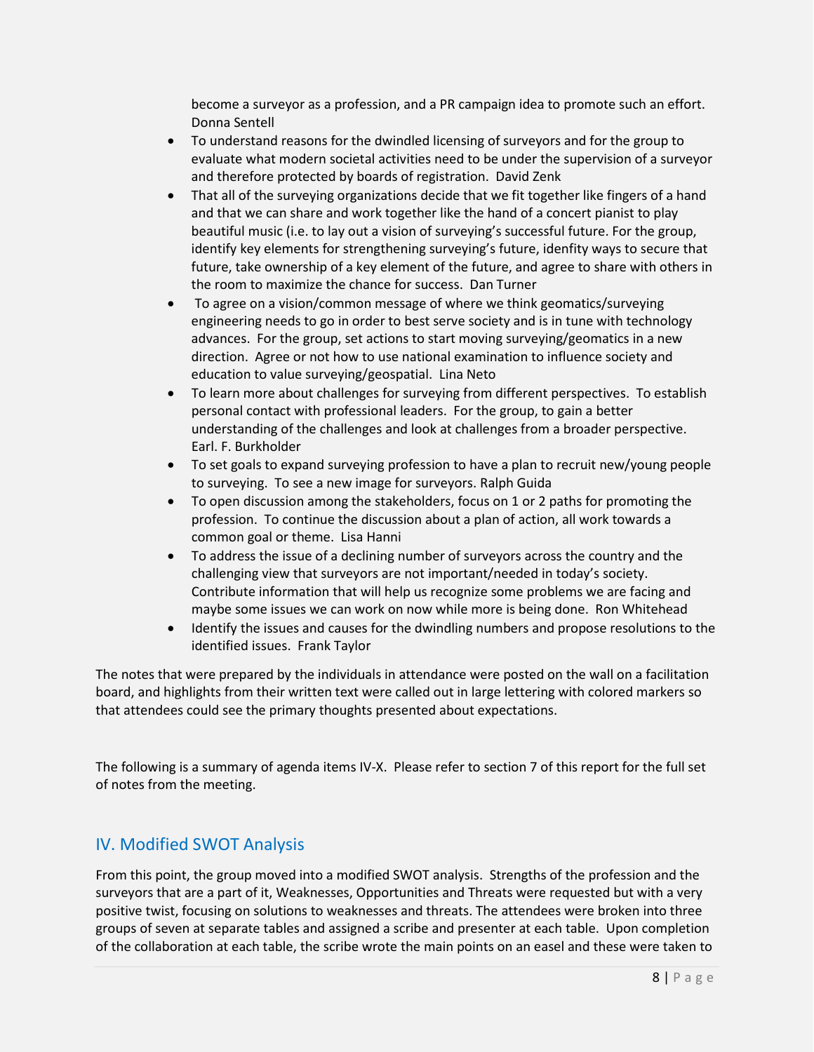become a surveyor as a profession, and a PR campaign idea to promote such an effort. Donna Sentell

- To understand reasons for the dwindled licensing of surveyors and for the group to evaluate what modern societal activities need to be under the supervision of a surveyor and therefore protected by boards of registration. David Zenk
- That all of the surveying organizations decide that we fit together like fingers of a hand and that we can share and work together like the hand of a concert pianist to play beautiful music (i.e. to lay out a vision of surveying's successful future. For the group, identify key elements for strengthening surveying's future, idenfity ways to secure that future, take ownership of a key element of the future, and agree to share with others in the room to maximize the chance for success. Dan Turner
- To agree on a vision/common message of where we think geomatics/surveying engineering needs to go in order to best serve society and is in tune with technology advances. For the group, set actions to start moving surveying/geomatics in a new direction. Agree or not how to use national examination to influence society and education to value surveying/geospatial. Lina Neto
- To learn more about challenges for surveying from different perspectives. To establish personal contact with professional leaders. For the group, to gain a better understanding of the challenges and look at challenges from a broader perspective. Earl. F. Burkholder
- To set goals to expand surveying profession to have a plan to recruit new/young people to surveying. To see a new image for surveyors. Ralph Guida
- To open discussion among the stakeholders, focus on 1 or 2 paths for promoting the profession. To continue the discussion about a plan of action, all work towards a common goal or theme. Lisa Hanni
- To address the issue of a declining number of surveyors across the country and the challenging view that surveyors are not important/needed in today's society. Contribute information that will help us recognize some problems we are facing and maybe some issues we can work on now while more is being done. Ron Whitehead
- Identify the issues and causes for the dwindling numbers and propose resolutions to the identified issues. Frank Taylor

The notes that were prepared by the individuals in attendance were posted on the wall on a facilitation board, and highlights from their written text were called out in large lettering with colored markers so that attendees could see the primary thoughts presented about expectations.

The following is a summary of agenda items IV-X. Please refer to section 7 of this report for the full set of notes from the meeting.

## IV. Modified SWOT Analysis

From this point, the group moved into a modified SWOT analysis. Strengths of the profession and the surveyors that are a part of it, Weaknesses, Opportunities and Threats were requested but with a very positive twist, focusing on solutions to weaknesses and threats. The attendees were broken into three groups of seven at separate tables and assigned a scribe and presenter at each table. Upon completion of the collaboration at each table, the scribe wrote the main points on an easel and these were taken to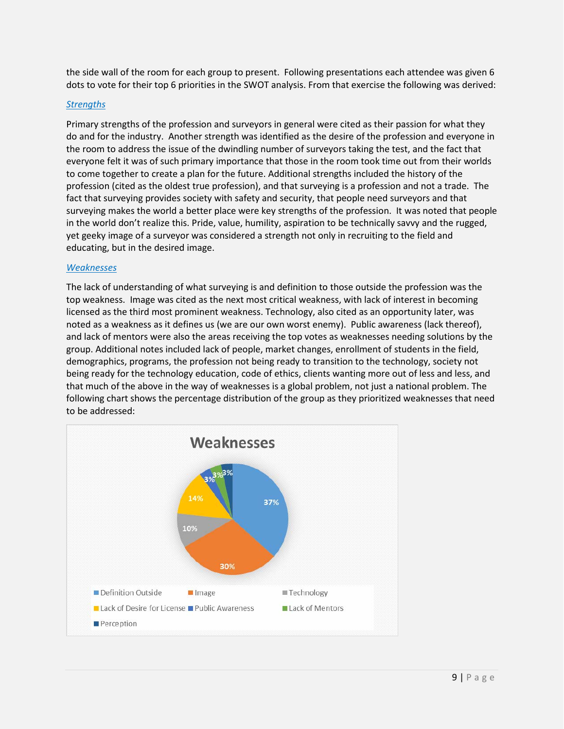the side wall of the room for each group to present. Following presentations each attendee was given 6 dots to vote for their top 6 priorities in the SWOT analysis. From that exercise the following was derived:

### *Strengths*

Primary strengths of the profession and surveyors in general were cited as their passion for what they do and for the industry. Another strength was identified as the desire of the profession and everyone in the room to address the issue of the dwindling number of surveyors taking the test, and the fact that everyone felt it was of such primary importance that those in the room took time out from their worlds to come together to create a plan for the future. Additional strengths included the history of the profession (cited as the oldest true profession), and that surveying is a profession and not a trade. The fact that surveying provides society with safety and security, that people need surveyors and that surveying makes the world a better place were key strengths of the profession. It was noted that people in the world don't realize this. Pride, value, humility, aspiration to be technically savvy and the rugged, yet geeky image of a surveyor was considered a strength not only in recruiting to the field and educating, but in the desired image.

### *Weaknesses*

The lack of understanding of what surveying is and definition to those outside the profession was the top weakness. Image was cited as the next most critical weakness, with lack of interest in becoming licensed as the third most prominent weakness. Technology, also cited as an opportunity later, was noted as a weakness as it defines us (we are our own worst enemy). Public awareness (lack thereof), and lack of mentors were also the areas receiving the top votes as weaknesses needing solutions by the group. Additional notes included lack of people, market changes, enrollment of students in the field, demographics, programs, the profession not being ready to transition to the technology, society not being ready for the technology education, code of ethics, clients wanting more out of less and less, and that much of the above in the way of weaknesses is a global problem, not just a national problem. The following chart shows the percentage distribution of the group as they prioritized weaknesses that need to be addressed:

**Weaknesses**

| Weakness | Percentage |
| --- | --- |
| Definition Outside | 37% |
| Image | 30% |
| Technology | 10% |
| Lack of Desire for License | 14% |
| Public Awareness | 3% |
| Lack of Mentors | 3% |
| Perception | 3% |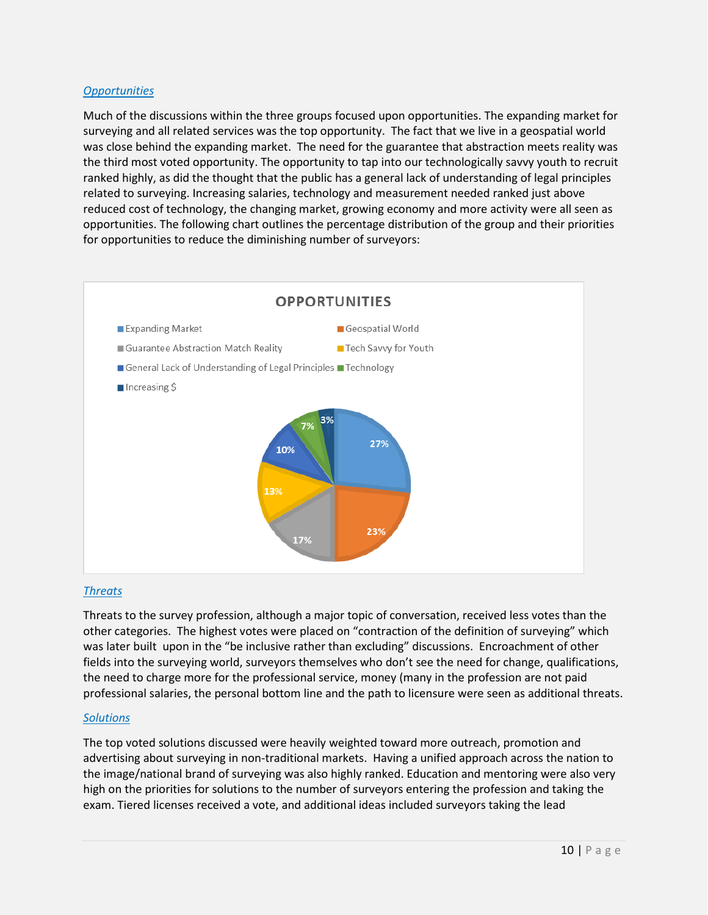*Opportunities*

Much of the discussions within the three groups focused upon opportunities. The expanding market for surveying and all related services was the top opportunity. The fact that we live in a geospatial world was close behind the expanding market. The need for the guarantee that abstraction meets reality was the third most voted opportunity. The opportunity to tap into our technologically savvy youth to recruit ranked highly, as did the thought that the public has a general lack of understanding of legal principles related to surveying. Increasing salaries, technology and measurement needed ranked just above reduced cost of technology, the changing market, growing economy and more activity were all seen as opportunities. The following chart outlines the percentage distribution of the group and their priorities for opportunities to reduce the diminishing number of surveyors:

**OPPORTUNITIES**

| Opportunity | Percentage |
|---|---|
| Expanding Market | 27% |
| Geospatial World | 23% |
| Guarantee Abstraction Match Reality | 17% |
| Tech Savvy for Youth | 13% |
| General Lack of Understanding of Legal Principles | 10% |
| Technology | 7% |
| Increasing $ | 3% |

*Threats*

Threats to the survey profession, although a major topic of conversation, received less votes than the other categories. The highest votes were placed on "contraction of the definition of surveying" which was later built upon in the "be inclusive rather than excluding" discussions. Encroachment of other fields into the surveying world, surveyors themselves who don't see the need for change, qualifications, the need to charge more for the professional service, money (many in the profession are not paid professional salaries, the personal bottom line and the path to licensure were seen as additional threats.

*Solutions*

The top voted solutions discussed were heavily weighted toward more outreach, promotion and advertising about surveying in non-traditional markets. Having a unified approach across the nation to the image/national brand of surveying was also highly ranked. Education and mentoring were also very high on the priorities for solutions to the number of surveyors entering the profession and taking the exam. Tiered licenses received a vote, and additional ideas included surveyors taking the lead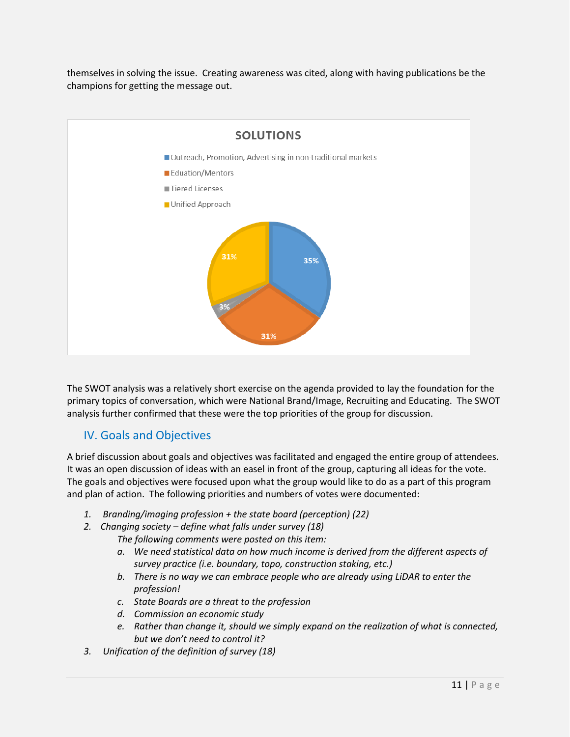themselves in solving the issue. Creating awareness was cited, along with having publications be the champions for getting the message out.

**SOLUTIONS**

- Outreach, Promotion, Advertising in non-traditional markets: 35%
- Eduation/Mentors: 31%
- Tiered Licenses: 3%
- Unified Approach: 31%

The SWOT analysis was a relatively short exercise on the agenda provided to lay the foundation for the primary topics of conversation, which were National Brand/Image, Recruiting and Educating. The SWOT analysis further confirmed that these were the top priorities of the group for discussion.

## IV. Goals and Objectives

A brief discussion about goals and objectives was facilitated and engaged the entire group of attendees. It was an open discussion of ideas with an easel in front of the group, capturing all ideas for the vote. The goals and objectives were focused upon what the group would like to do as a part of this program and plan of action. The following priorities and numbers of votes were documented:

1. *Branding/imaging profession + the state board (perception) (22)*
2. *Changing society – define what falls under survey (18)*

   *The following comments were posted on this item:*

   a. *We need statistical data on how much income is derived from the different aspects of survey practice (i.e. boundary, topo, construction staking, etc.)*
   b. *There is no way we can embrace people who are already using LiDAR to enter the profession!*
   c. *State Boards are a threat to the profession*
   d. *Commission an economic study*
   e. *Rather than change it, should we simply expand on the realization of what is connected, but we don't need to control it?*
3. *Unification of the definition of survey (18)*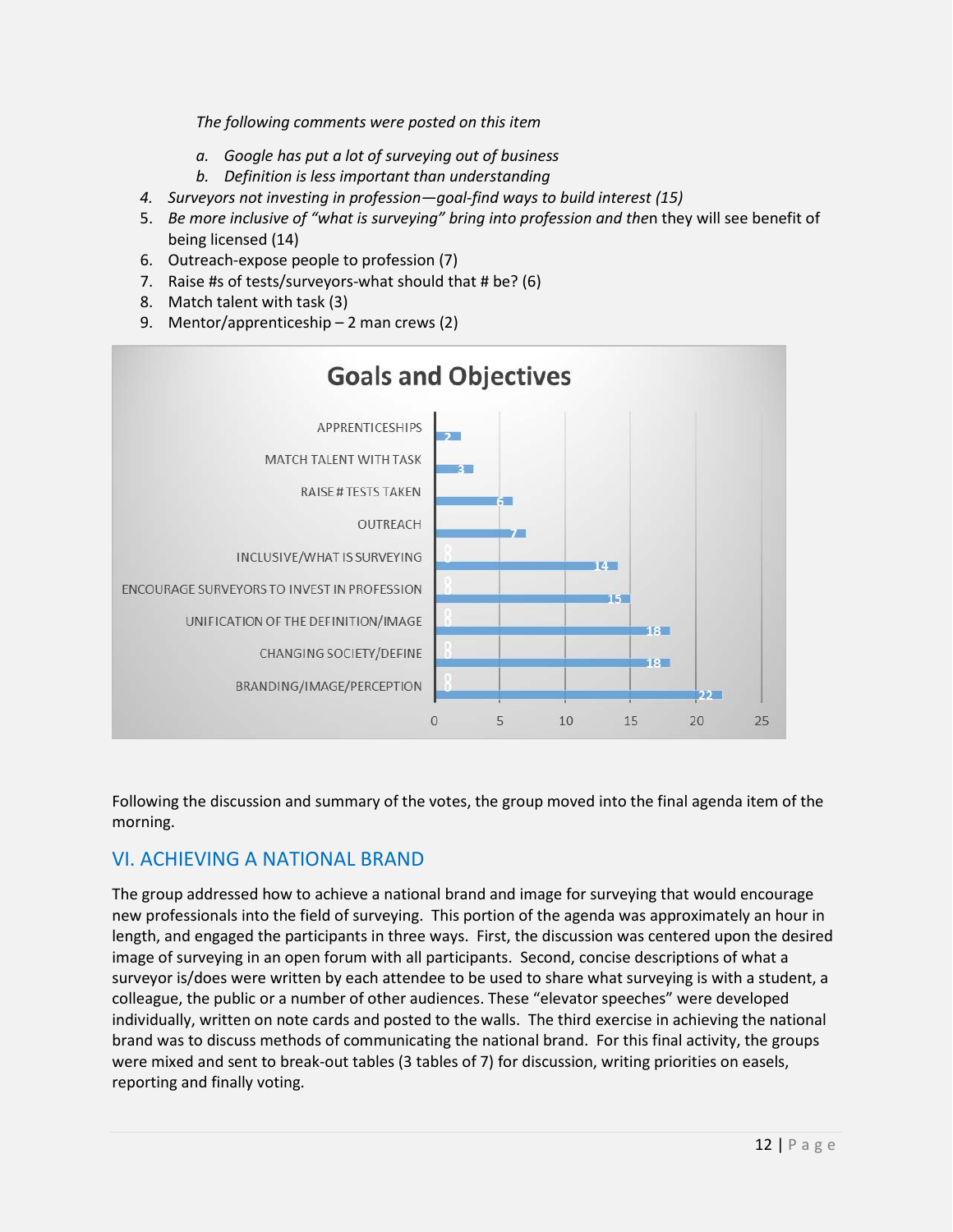*The following comments were posted on this item*

a. *Google has put a lot of surveying out of business*
b. *Definition is less important than understanding*

4. *Surveyors not investing in profession—goal-find ways to build interest (15)*
5. *Be more inclusive of “what is surveying” bring into profession and then* they will see benefit of being licensed (14)
6. Outreach-expose people to profession (7)
7. Raise #s of tests/surveyors-what should that # be? (6)
8. Match talent with task (3)
9. Mentor/apprenticeship – 2 man crews (2)

**Goals and Objectives**

| Goal | Votes |
| --- | --- |
| APPRENTICESHIPS | 2 |
| MATCH TALENT WITH TASK | 3 |
| RAISE # TESTS TAKEN | 6 |
| OUTREACH | 7 |
| INCLUSIVE/WHAT IS SURVEYING | 14 |
| ENCOURAGE SURVEYORS TO INVEST IN PROFESSION | 15 |
| UNIFICATION OF THE DEFINITION/IMAGE | 18 |
| CHANGING SOCIETY/DEFINE | 18 |
| BRANDING/IMAGE/PERCEPTION | 22 |

Following the discussion and summary of the votes, the group moved into the final agenda item of the morning.

## VI. ACHIEVING A NATIONAL BRAND

The group addressed how to achieve a national brand and image for surveying that would encourage new professionals into the field of surveying. This portion of the agenda was approximately an hour in length, and engaged the participants in three ways. First, the discussion was centered upon the desired image of surveying in an open forum with all participants. Second, concise descriptions of what a surveyor is/does were written by each attendee to be used to share what surveying is with a student, a colleague, the public or a number of other audiences. These “elevator speeches” were developed individually, written on note cards and posted to the walls. The third exercise in achieving the national brand was to discuss methods of communicating the national brand. For this final activity, the groups were mixed and sent to break-out tables (3 tables of 7) for discussion, writing priorities on easels, reporting and finally voting.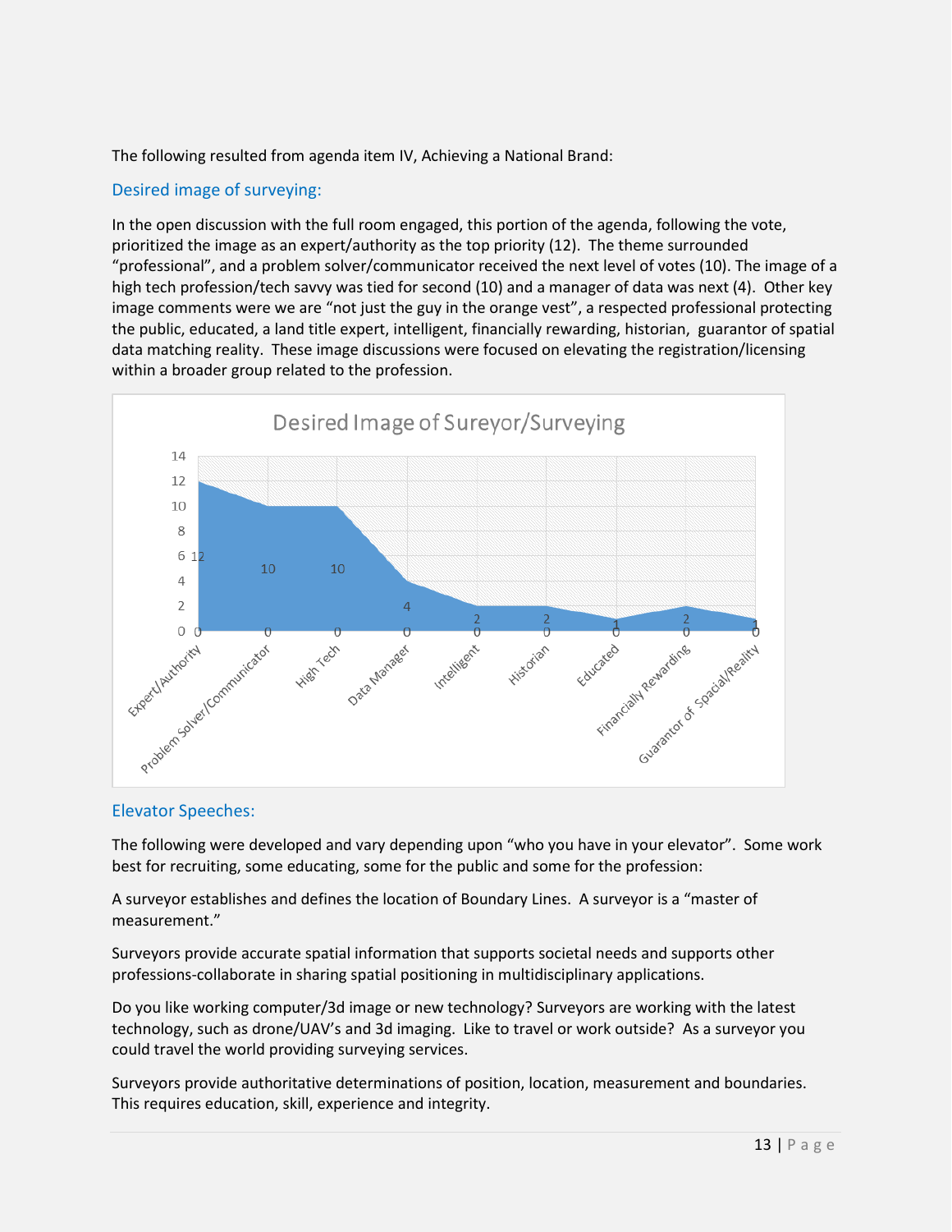The following resulted from agenda item IV, Achieving a National Brand:

## Desired image of surveying:

In the open discussion with the full room engaged, this portion of the agenda, following the vote, prioritized the image as an expert/authority as the top priority (12). The theme surrounded "professional", and a problem solver/communicator received the next level of votes (10). The image of a high tech profession/tech savvy was tied for second (10) and a manager of data was next (4). Other key image comments were we are "not just the guy in the orange vest", a respected professional protecting the public, educated, a land title expert, intelligent, financially rewarding, historian, guarantor of spatial data matching reality. These image discussions were focused on elevating the registration/licensing within a broader group related to the profession.

**Desired Image of Sureyor/Surveying**

| Image | Votes |
|---|---|
| Expert/Authority | 12 |
| Problem Solver/Communicator | 10 |
| High Tech | 10 |
| Data Manager | 4 |
| Intelligent | 2 |
| Historian | 2 |
| Educated | 1 |
| Financially Rewarding | 2 |
| Guarantor of Spacial/Reality | 1 |

## Elevator Speeches:

The following were developed and vary depending upon "who you have in your elevator". Some work best for recruiting, some educating, some for the public and some for the profession:

A surveyor establishes and defines the location of Boundary Lines. A surveyor is a "master of measurement."

Surveyors provide accurate spatial information that supports societal needs and supports other professions-collaborate in sharing spatial positioning in multidisciplinary applications.

Do you like working computer/3d image or new technology? Surveyors are working with the latest technology, such as drone/UAV's and 3d imaging. Like to travel or work outside? As a surveyor you could travel the world providing surveying services.

Surveyors provide authoritative determinations of position, location, measurement and boundaries. This requires education, skill, experience and integrity.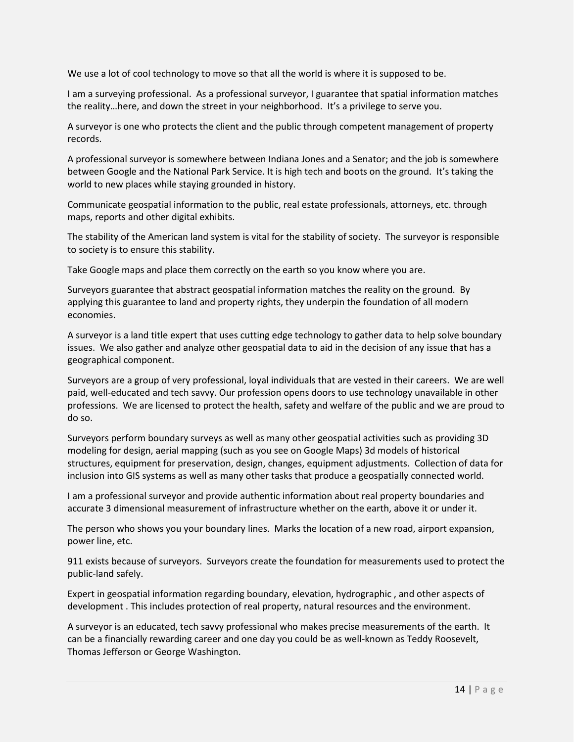We use a lot of cool technology to move so that all the world is where it is supposed to be.

I am a surveying professional. As a professional surveyor, I guarantee that spatial information matches the reality…here, and down the street in your neighborhood. It's a privilege to serve you.

A surveyor is one who protects the client and the public through competent management of property records.

A professional surveyor is somewhere between Indiana Jones and a Senator; and the job is somewhere between Google and the National Park Service. It is high tech and boots on the ground. It's taking the world to new places while staying grounded in history.

Communicate geospatial information to the public, real estate professionals, attorneys, etc. through maps, reports and other digital exhibits.

The stability of the American land system is vital for the stability of society. The surveyor is responsible to society is to ensure this stability.

Take Google maps and place them correctly on the earth so you know where you are.

Surveyors guarantee that abstract geospatial information matches the reality on the ground. By applying this guarantee to land and property rights, they underpin the foundation of all modern economies.

A surveyor is a land title expert that uses cutting edge technology to gather data to help solve boundary issues. We also gather and analyze other geospatial data to aid in the decision of any issue that has a geographical component.

Surveyors are a group of very professional, loyal individuals that are vested in their careers. We are well paid, well-educated and tech savvy. Our profession opens doors to use technology unavailable in other professions. We are licensed to protect the health, safety and welfare of the public and we are proud to do so.

Surveyors perform boundary surveys as well as many other geospatial activities such as providing 3D modeling for design, aerial mapping (such as you see on Google Maps) 3d models of historical structures, equipment for preservation, design, changes, equipment adjustments. Collection of data for inclusion into GIS systems as well as many other tasks that produce a geospatially connected world.

I am a professional surveyor and provide authentic information about real property boundaries and accurate 3 dimensional measurement of infrastructure whether on the earth, above it or under it.

The person who shows you your boundary lines. Marks the location of a new road, airport expansion, power line, etc.

911 exists because of surveyors. Surveyors create the foundation for measurements used to protect the public-land safely.

Expert in geospatial information regarding boundary, elevation, hydrographic , and other aspects of development . This includes protection of real property, natural resources and the environment.

A surveyor is an educated, tech savvy professional who makes precise measurements of the earth. It can be a financially rewarding career and one day you could be as well-known as Teddy Roosevelt, Thomas Jefferson or George Washington.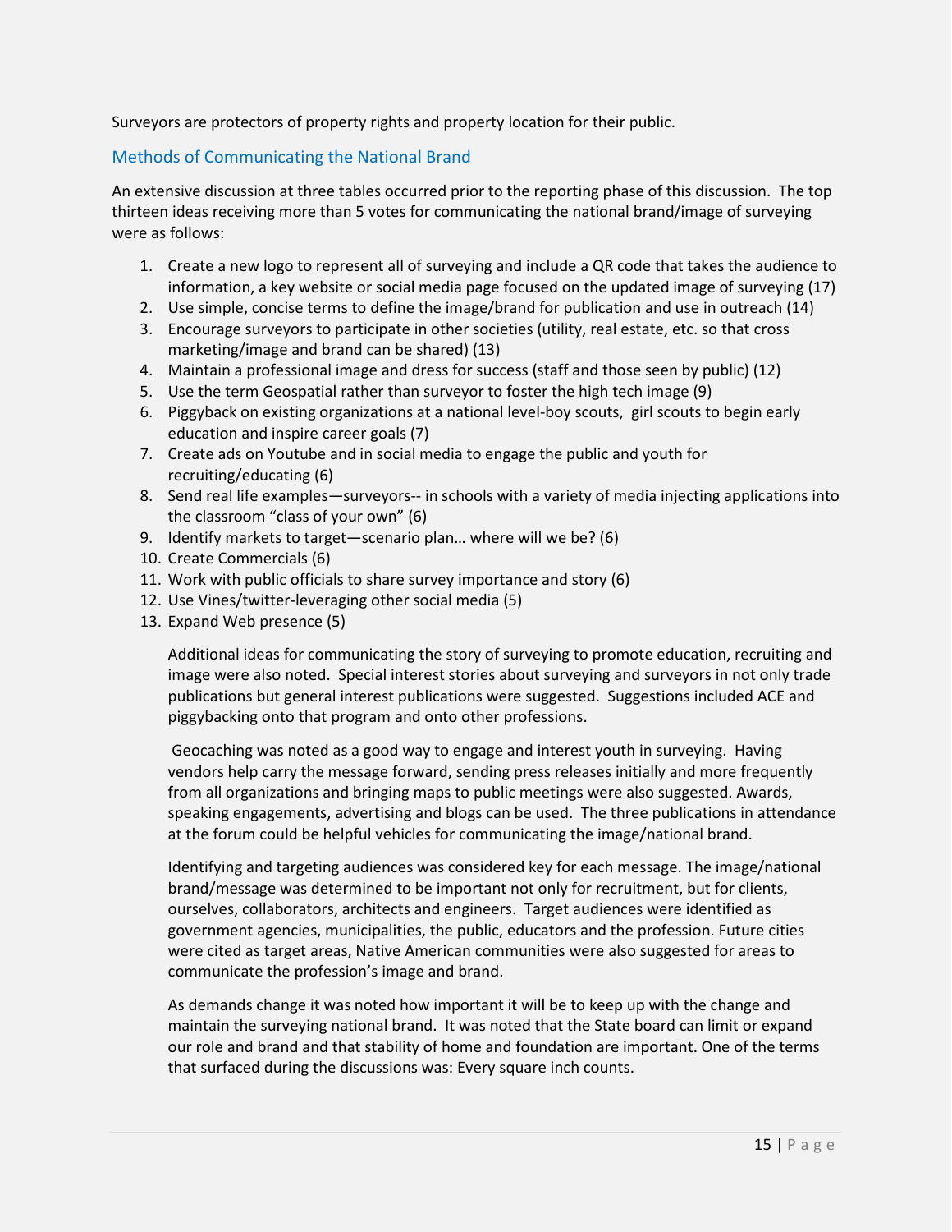Surveyors are protectors of property rights and property location for their public.

## Methods of Communicating the National Brand

An extensive discussion at three tables occurred prior to the reporting phase of this discussion. The top thirteen ideas receiving more than 5 votes for communicating the national brand/image of surveying were as follows:

1. Create a new logo to represent all of surveying and include a QR code that takes the audience to information, a key website or social media page focused on the updated image of surveying (17)
2. Use simple, concise terms to define the image/brand for publication and use in outreach (14)
3. Encourage surveyors to participate in other societies (utility, real estate, etc. so that cross marketing/image and brand can be shared) (13)
4. Maintain a professional image and dress for success (staff and those seen by public) (12)
5. Use the term Geospatial rather than surveyor to foster the high tech image (9)
6. Piggyback on existing organizations at a national level-boy scouts, girl scouts to begin early education and inspire career goals (7)
7. Create ads on Youtube and in social media to engage the public and youth for recruiting/educating (6)
8. Send real life examples—surveyors-- in schools with a variety of media injecting applications into the classroom "class of your own" (6)
9. Identify markets to target—scenario plan… where will we be? (6)
10. Create Commercials (6)
11. Work with public officials to share survey importance and story (6)
12. Use Vines/twitter-leveraging other social media (5)
13. Expand Web presence (5)

Additional ideas for communicating the story of surveying to promote education, recruiting and image were also noted. Special interest stories about surveying and surveyors in not only trade publications but general interest publications were suggested. Suggestions included ACE and piggybacking onto that program and onto other professions.

Geocaching was noted as a good way to engage and interest youth in surveying. Having vendors help carry the message forward, sending press releases initially and more frequently from all organizations and bringing maps to public meetings were also suggested. Awards, speaking engagements, advertising and blogs can be used. The three publications in attendance at the forum could be helpful vehicles for communicating the image/national brand.

Identifying and targeting audiences was considered key for each message. The image/national brand/message was determined to be important not only for recruitment, but for clients, ourselves, collaborators, architects and engineers. Target audiences were identified as government agencies, municipalities, the public, educators and the profession. Future cities were cited as target areas, Native American communities were also suggested for areas to communicate the profession's image and brand.

As demands change it was noted how important it will be to keep up with the change and maintain the surveying national brand. It was noted that the State board can limit or expand our role and brand and that stability of home and foundation are important. One of the terms that surfaced during the discussions was: Every square inch counts.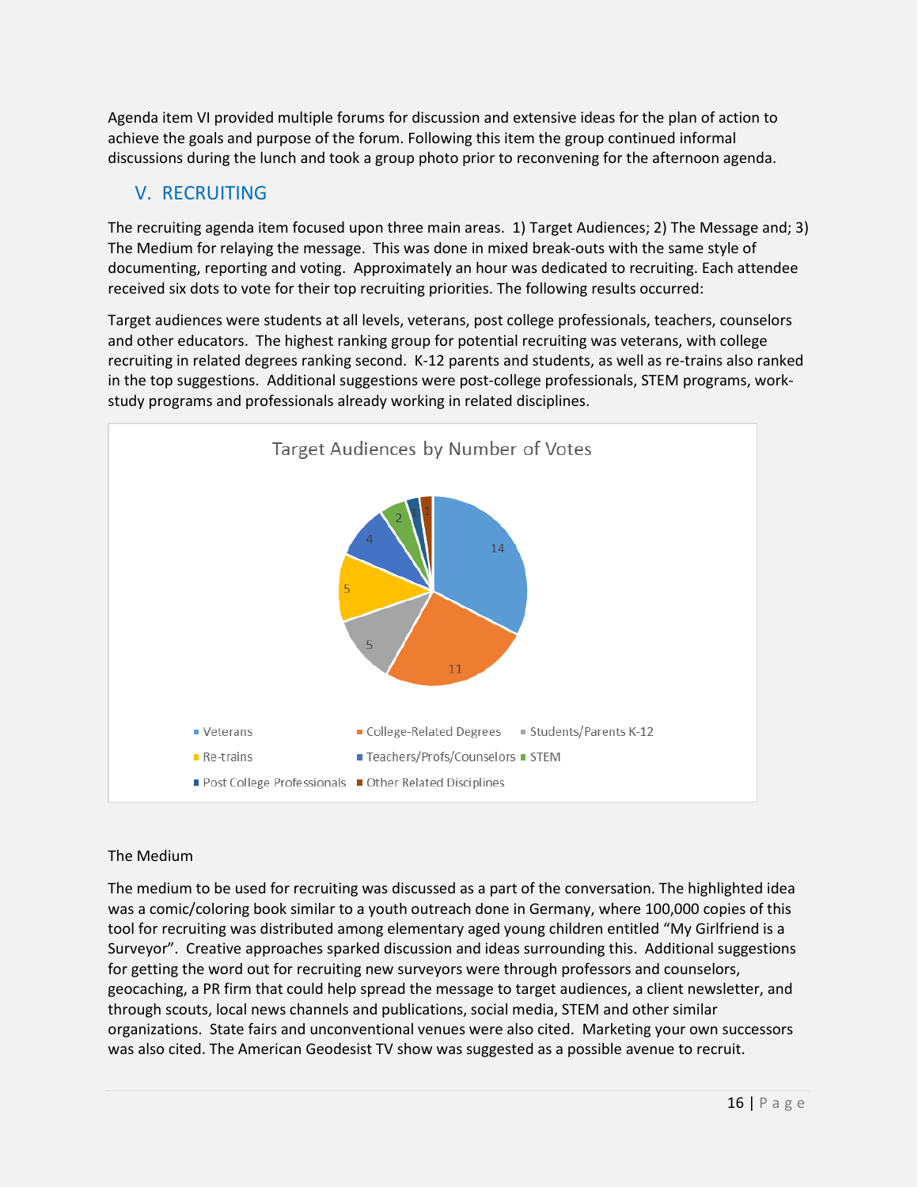Agenda item VI provided multiple forums for discussion and extensive ideas for the plan of action to achieve the goals and purpose of the forum. Following this item the group continued informal discussions during the lunch and took a group photo prior to reconvening for the afternoon agenda.

## V. RECRUITING

The recruiting agenda item focused upon three main areas. 1) Target Audiences; 2) The Message and; 3) The Medium for relaying the message. This was done in mixed break-outs with the same style of documenting, reporting and voting. Approximately an hour was dedicated to recruiting. Each attendee received six dots to vote for their top recruiting priorities. The following results occurred:

Target audiences were students at all levels, veterans, post college professionals, teachers, counselors and other educators. The highest ranking group for potential recruiting was veterans, with college recruiting in related degrees ranking second. K-12 parents and students, as well as re-trains also ranked in the top suggestions. Additional suggestions were post-college professionals, STEM programs, work-study programs and professionals already working in related disciplines.

**Target Audiences by Number of Votes**

| Target Audience | Votes |
|---|---|
| Veterans | 14 |
| College-Related Degrees | 11 |
| Students/Parents K-12 | 5 |
| Re-trains | 5 |
| Teachers/Profs/Counselors | 4 |
| STEM | 2 |
| Post College Professionals | 1 |
| Other Related Disciplines | 1 |

The Medium

The medium to be used for recruiting was discussed as a part of the conversation. The highlighted idea was a comic/coloring book similar to a youth outreach done in Germany, where 100,000 copies of this tool for recruiting was distributed among elementary aged young children entitled "My Girlfriend is a Surveyor". Creative approaches sparked discussion and ideas surrounding this. Additional suggestions for getting the word out for recruiting new surveyors were through professors and counselors, geocaching, a PR firm that could help spread the message to target audiences, a client newsletter, and through scouts, local news channels and publications, social media, STEM and other similar organizations. State fairs and unconventional venues were also cited. Marketing your own successors was also cited. The American Geodesist TV show was suggested as a possible avenue to recruit.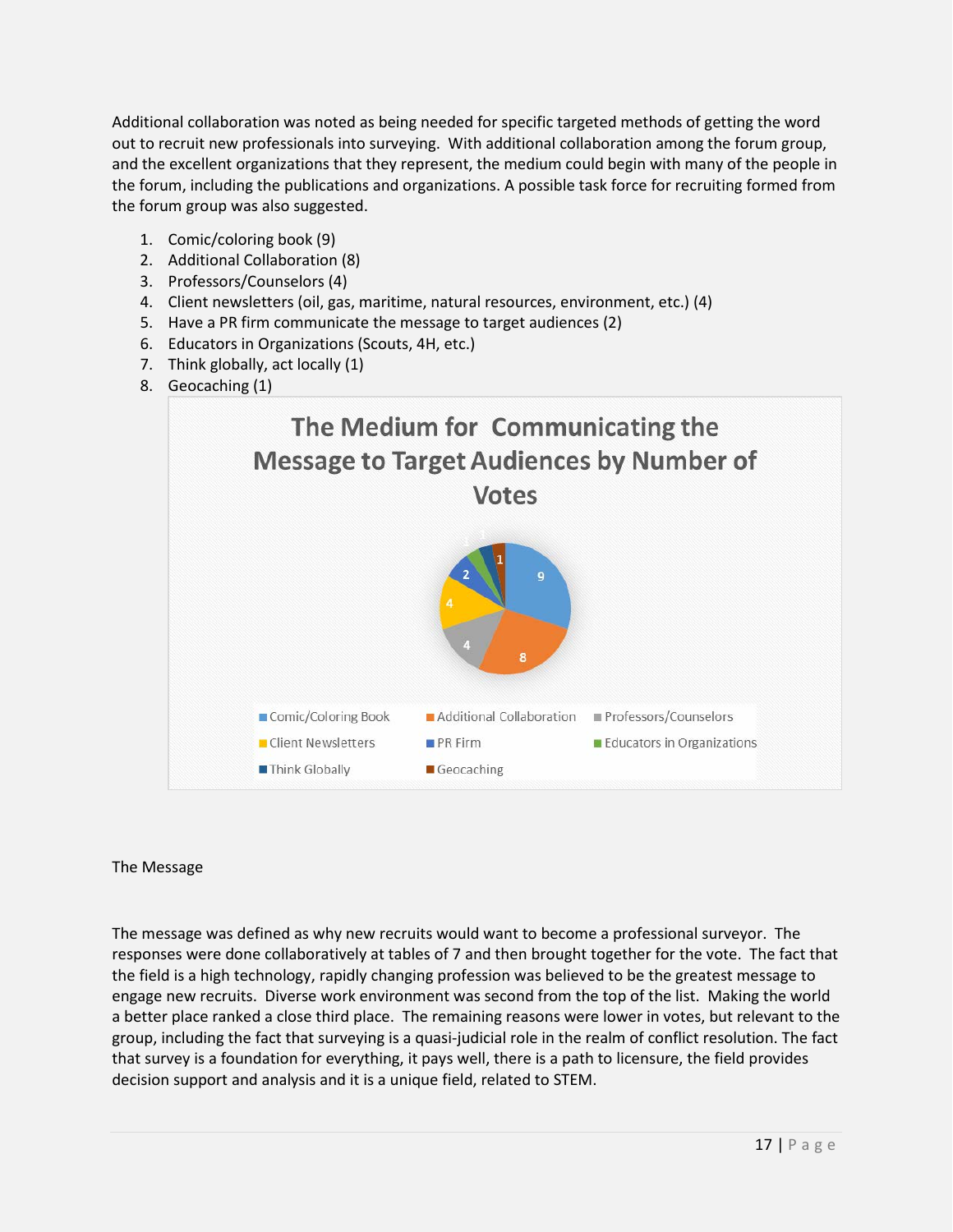Additional collaboration was noted as being needed for specific targeted methods of getting the word out to recruit new professionals into surveying. With additional collaboration among the forum group, and the excellent organizations that they represent, the medium could begin with many of the people in the forum, including the publications and organizations. A possible task force for recruiting formed from the forum group was also suggested.

1. Comic/coloring book (9)
2. Additional Collaboration (8)
3. Professors/Counselors (4)
4. Client newsletters (oil, gas, maritime, natural resources, environment, etc.) (4)
5. Have a PR firm communicate the message to target audiences (2)
6. Educators in Organizations (Scouts, 4H, etc.)
7. Think globally, act locally (1)
8. Geocaching (1)

**The Medium for Communicating the Message to Target Audiences by Number of Votes**

| Medium | Votes |
|---|---|
| Comic/Coloring Book | 9 |
| Additional Collaboration | 8 |
| Professors/Counselors | 4 |
| Client Newsletters | 4 |
| PR Firm | 2 |
| Educators in Organizations | 1 |
| Think Globally | 1 |
| Geocaching | 1 |

The Message

The message was defined as why new recruits would want to become a professional surveyor. The responses were done collaboratively at tables of 7 and then brought together for the vote. The fact that the field is a high technology, rapidly changing profession was believed to be the greatest message to engage new recruits. Diverse work environment was second from the top of the list. Making the world a better place ranked a close third place. The remaining reasons were lower in votes, but relevant to the group, including the fact that surveying is a quasi-judicial role in the realm of conflict resolution. The fact that survey is a foundation for everything, it pays well, there is a path to licensure, the field provides decision support and analysis and it is a unique field, related to STEM.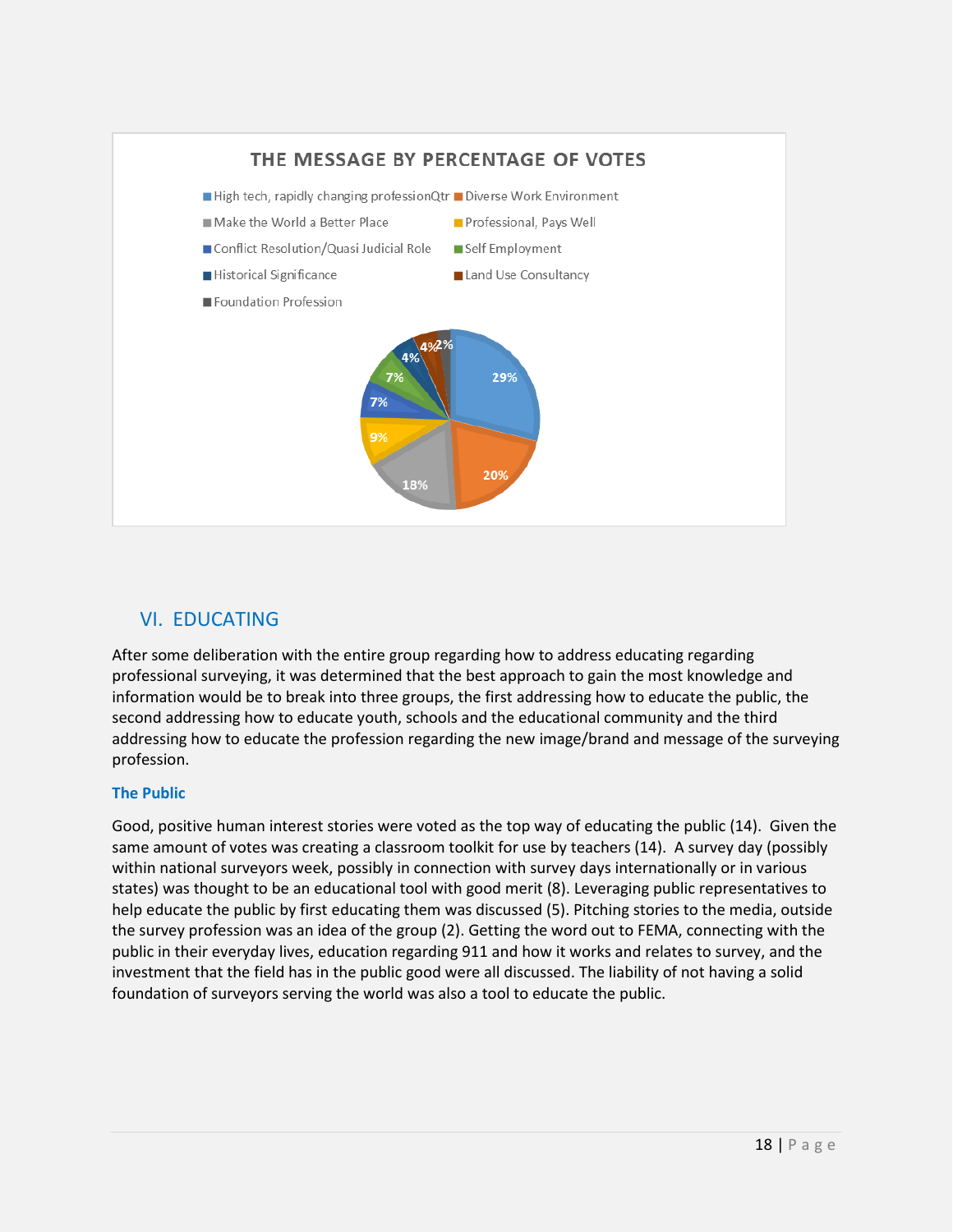**THE MESSAGE BY PERCENTAGE OF VOTES**

| Message | Percentage of Votes |
| --- | --- |
| High tech, rapidly changing professionQtr | 29% |
| Diverse Work Environment | 20% |
| Make the World a Better Place | 18% |
| Professional, Pays Well | 9% |
| Conflict Resolution/Quasi Judicial Role | 7% |
| Self Employment | 7% |
| Historical Significance | 4% |
| Land Use Consultancy | 4% |
| Foundation Profession | 2% |

## VI. EDUCATING

After some deliberation with the entire group regarding how to address educating regarding professional surveying, it was determined that the best approach to gain the most knowledge and information would be to break into three groups, the first addressing how to educate the public, the second addressing how to educate youth, schools and the educational community and the third addressing how to educate the profession regarding the new image/brand and message of the surveying profession.

### The Public

Good, positive human interest stories were voted as the top way of educating the public (14). Given the same amount of votes was creating a classroom toolkit for use by teachers (14). A survey day (possibly within national surveyors week, possibly in connection with survey days internationally or in various states) was thought to be an educational tool with good merit (8). Leveraging public representatives to help educate the public by first educating them was discussed (5). Pitching stories to the media, outside the survey profession was an idea of the group (2). Getting the word out to FEMA, connecting with the public in their everyday lives, education regarding 911 and how it works and relates to survey, and the investment that the field has in the public good were all discussed. The liability of not having a solid foundation of surveyors serving the world was also a tool to educate the public.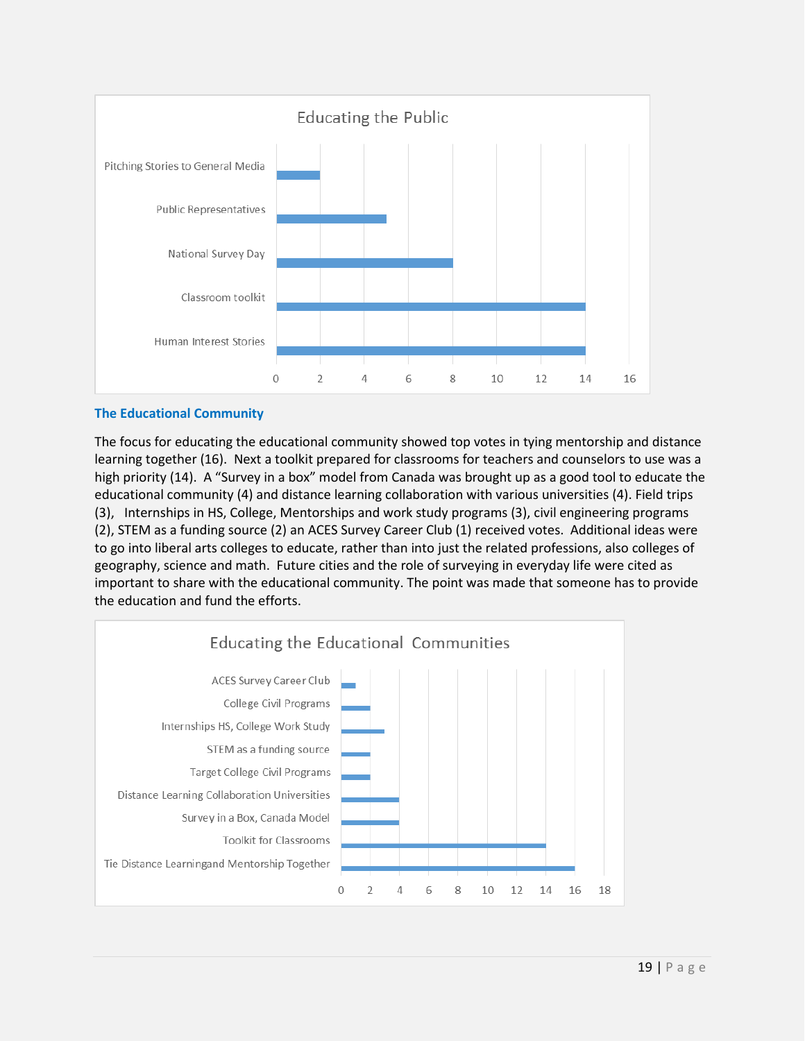**Educating the Public**

| Item | Votes |
|---|---|
| Pitching Stories to General Media | 2 |
| Public Representatives | 5 |
| National Survey Day | 8 |
| Classroom toolkit | 14 |
| Human Interest Stories | 14 |

### The Educational Community

The focus for educating the educational community showed top votes in tying mentorship and distance learning together (16). Next a toolkit prepared for classrooms for teachers and counselors to use was a high priority (14). A "Survey in a box" model from Canada was brought up as a good tool to educate the educational community (4) and distance learning collaboration with various universities (4). Field trips (3), Internships in HS, College, Mentorships and work study programs (3), civil engineering programs (2), STEM as a funding source (2) an ACES Survey Career Club (1) received votes. Additional ideas were to go into liberal arts colleges to educate, rather than into just the related professions, also colleges of geography, science and math. Future cities and the role of surveying in everyday life were cited as important to share with the educational community. The point was made that someone has to provide the education and fund the efforts.

**Educating the Educational Communities**

| Item | Votes |
|---|---|
| ACES Survey Career Club | 1 |
| College Civil Programs | 2 |
| Internships HS, College Work Study | 3 |
| STEM as a funding source | 2 |
| Target College Civil Programs | 2 |
| Distance Learning Collaboration Universities | 4 |
| Survey in a Box, Canada Model | 4 |
| Toolkit for Classrooms | 14 |
| Tie Distance Learningand Mentorship Together | 16 |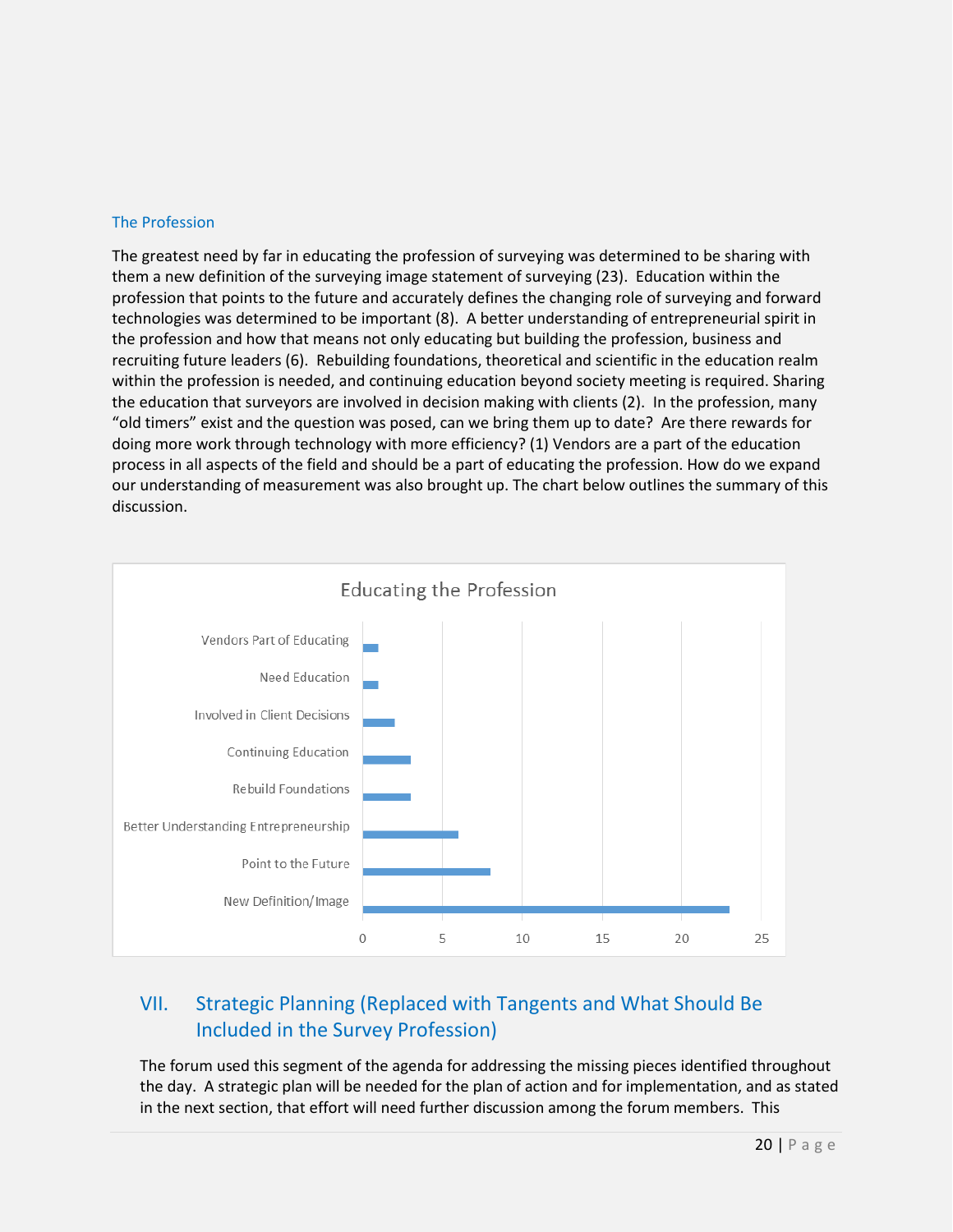### The Profession

The greatest need by far in educating the profession of surveying was determined to be sharing with them a new definition of the surveying image statement of surveying (23). Education within the profession that points to the future and accurately defines the changing role of surveying and forward technologies was determined to be important (8). A better understanding of entrepreneurial spirit in the profession and how that means not only educating but building the profession, business and recruiting future leaders (6). Rebuilding foundations, theoretical and scientific in the education realm within the profession is needed, and continuing education beyond society meeting is required. Sharing the education that surveyors are involved in decision making with clients (2). In the profession, many "old timers" exist and the question was posed, can we bring them up to date? Are there rewards for doing more work through technology with more efficiency? (1) Vendors are a part of the education process in all aspects of the field and should be a part of educating the profession. How do we expand our understanding of measurement was also brought up. The chart below outlines the summary of this discussion.

**Educating the Profession**

| Category | Count |
| --- | --- |
| Vendors Part of Educating | 1 |
| Need Education | 1 |
| Involved in Client Decisions | 2 |
| Continuing Education | 3 |
| Rebuild Foundations | 3 |
| Better Understanding Entrepreneurship | 6 |
| Point to the Future | 8 |
| New Definition/Image | 23 |

## VII. Strategic Planning (Replaced with Tangents and What Should Be Included in the Survey Profession)

The forum used this segment of the agenda for addressing the missing pieces identified throughout the day. A strategic plan will be needed for the plan of action and for implementation, and as stated in the next section, that effort will need further discussion among the forum members. This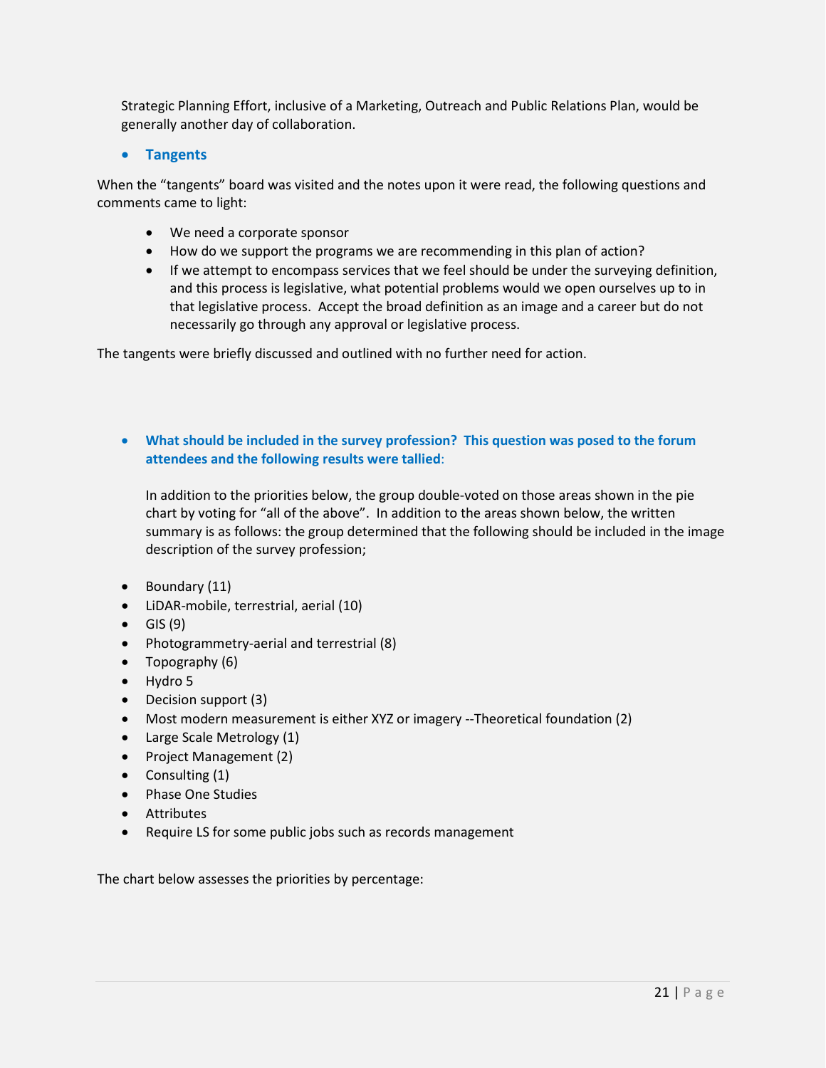Strategic Planning Effort, inclusive of a Marketing, Outreach and Public Relations Plan, would be generally another day of collaboration.

- **Tangents**

When the "tangents" board was visited and the notes upon it were read, the following questions and comments came to light:

- We need a corporate sponsor
- How do we support the programs we are recommending in this plan of action?
- If we attempt to encompass services that we feel should be under the surveying definition, and this process is legislative, what potential problems would we open ourselves up to in that legislative process. Accept the broad definition as an image and a career but do not necessarily go through any approval or legislative process.

The tangents were briefly discussed and outlined with no further need for action.

- **What should be included in the survey profession? This question was posed to the forum attendees and the following results were tallied**:

  In addition to the priorities below, the group double-voted on those areas shown in the pie chart by voting for "all of the above". In addition to the areas shown below, the written summary is as follows: the group determined that the following should be included in the image description of the survey profession;

- Boundary (11)
- LiDAR-mobile, terrestrial, aerial (10)
- GIS (9)
- Photogrammetry-aerial and terrestrial (8)
- Topography (6)
- Hydro 5
- Decision support (3)
- Most modern measurement is either XYZ or imagery --Theoretical foundation (2)
- Large Scale Metrology (1)
- Project Management (2)
- Consulting (1)
- Phase One Studies
- Attributes
- Require LS for some public jobs such as records management

The chart below assesses the priorities by percentage: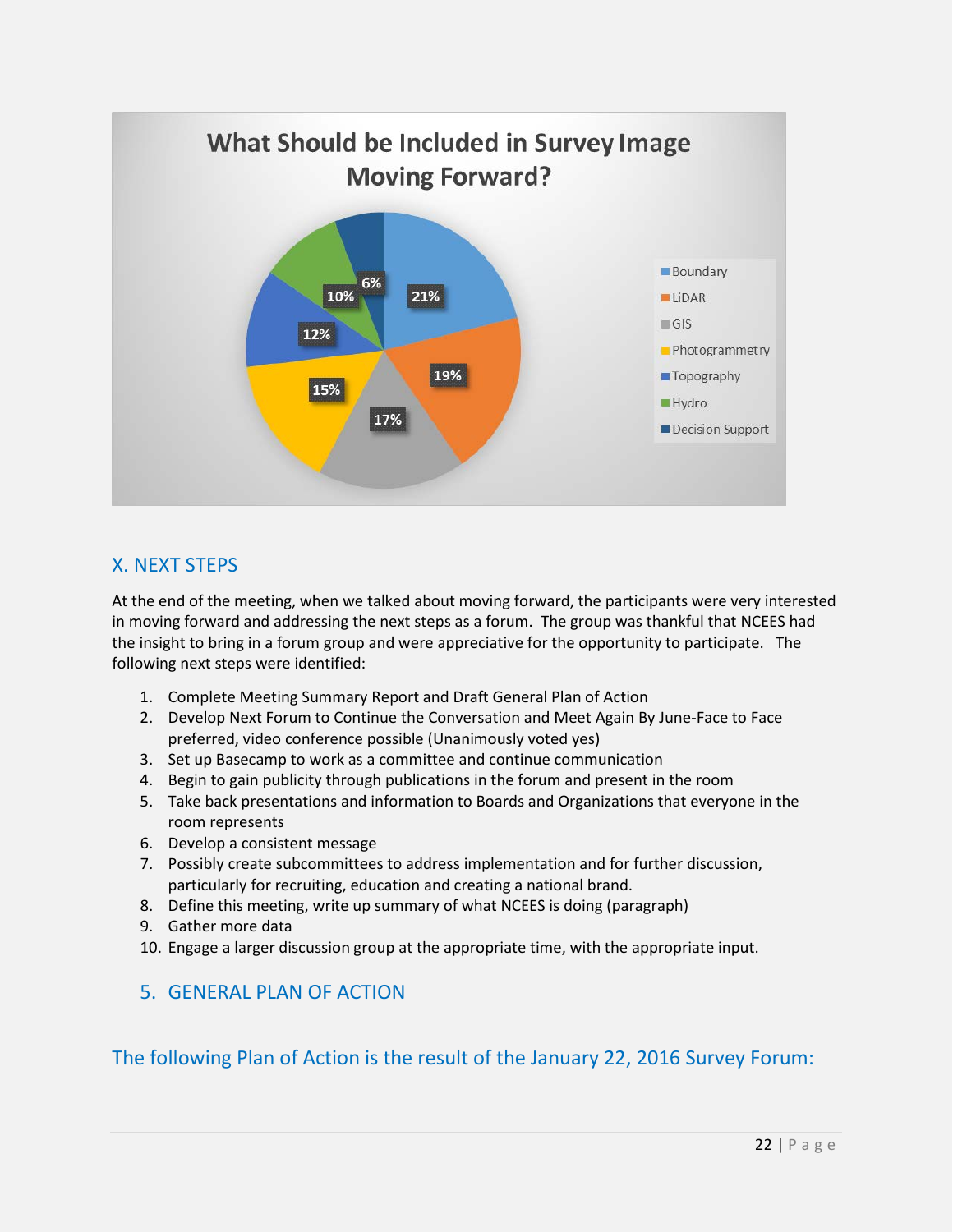**What Should be Included in Survey Image Moving Forward?**

| Category | Percentage |
| --- | --- |
| Boundary | 21% |
| LiDAR | 19% |
| GIS | 17% |
| Photogrammetry | 15% |
| Topography | 12% |
| Hydro | 10% |
| Decision Support | 6% |

## X. NEXT STEPS

At the end of the meeting, when we talked about moving forward, the participants were very interested in moving forward and addressing the next steps as a forum. The group was thankful that NCEES had the insight to bring in a forum group and were appreciative for the opportunity to participate. The following next steps were identified:

1. Complete Meeting Summary Report and Draft General Plan of Action
2. Develop Next Forum to Continue the Conversation and Meet Again By June-Face to Face preferred, video conference possible (Unanimously voted yes)
3. Set up Basecamp to work as a committee and continue communication
4. Begin to gain publicity through publications in the forum and present in the room
5. Take back presentations and information to Boards and Organizations that everyone in the room represents
6. Develop a consistent message
7. Possibly create subcommittees to address implementation and for further discussion, particularly for recruiting, education and creating a national brand.
8. Define this meeting, write up summary of what NCEES is doing (paragraph)
9. Gather more data
10. Engage a larger discussion group at the appropriate time, with the appropriate input.

## 5. GENERAL PLAN OF ACTION

## The following Plan of Action is the result of the January 22, 2016 Survey Forum: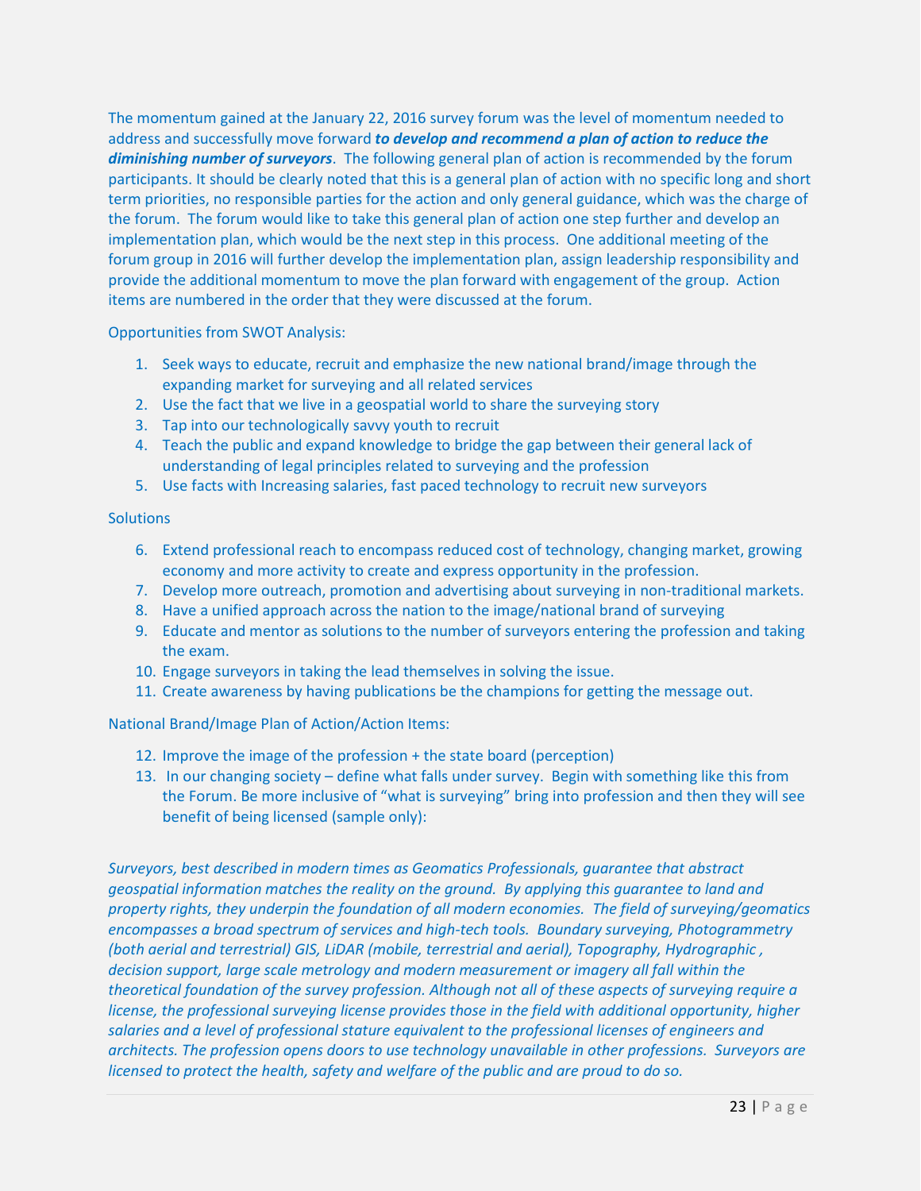The momentum gained at the January 22, 2016 survey forum was the level of momentum needed to address and successfully move forward ***to develop and recommend a plan of action to reduce the diminishing number of surveyors***. The following general plan of action is recommended by the forum participants. It should be clearly noted that this is a general plan of action with no specific long and short term priorities, no responsible parties for the action and only general guidance, which was the charge of the forum. The forum would like to take this general plan of action one step further and develop an implementation plan, which would be the next step in this process. One additional meeting of the forum group in 2016 will further develop the implementation plan, assign leadership responsibility and provide the additional momentum to move the plan forward with engagement of the group. Action items are numbered in the order that they were discussed at the forum.

Opportunities from SWOT Analysis:

1. Seek ways to educate, recruit and emphasize the new national brand/image through the expanding market for surveying and all related services
2. Use the fact that we live in a geospatial world to share the surveying story
3. Tap into our technologically savvy youth to recruit
4. Teach the public and expand knowledge to bridge the gap between their general lack of understanding of legal principles related to surveying and the profession
5. Use facts with Increasing salaries, fast paced technology to recruit new surveyors

Solutions

6. Extend professional reach to encompass reduced cost of technology, changing market, growing economy and more activity to create and express opportunity in the profession.
7. Develop more outreach, promotion and advertising about surveying in non-traditional markets.
8. Have a unified approach across the nation to the image/national brand of surveying
9. Educate and mentor as solutions to the number of surveyors entering the profession and taking the exam.
10. Engage surveyors in taking the lead themselves in solving the issue.
11. Create awareness by having publications be the champions for getting the message out.

National Brand/Image Plan of Action/Action Items:

12. Improve the image of the profession + the state board (perception)
13. In our changing society – define what falls under survey. Begin with something like this from the Forum. Be more inclusive of "what is surveying" bring into profession and then they will see benefit of being licensed (sample only):

*Surveyors, best described in modern times as Geomatics Professionals, guarantee that abstract geospatial information matches the reality on the ground. By applying this guarantee to land and property rights, they underpin the foundation of all modern economies. The field of surveying/geomatics encompasses a broad spectrum of services and high-tech tools. Boundary surveying, Photogrammetry (both aerial and terrestrial) GIS, LiDAR (mobile, terrestrial and aerial), Topography, Hydrographic , decision support, large scale metrology and modern measurement or imagery all fall within the theoretical foundation of the survey profession. Although not all of these aspects of surveying require a license, the professional surveying license provides those in the field with additional opportunity, higher salaries and a level of professional stature equivalent to the professional licenses of engineers and architects. The profession opens doors to use technology unavailable in other professions. Surveyors are licensed to protect the health, safety and welfare of the public and are proud to do so.*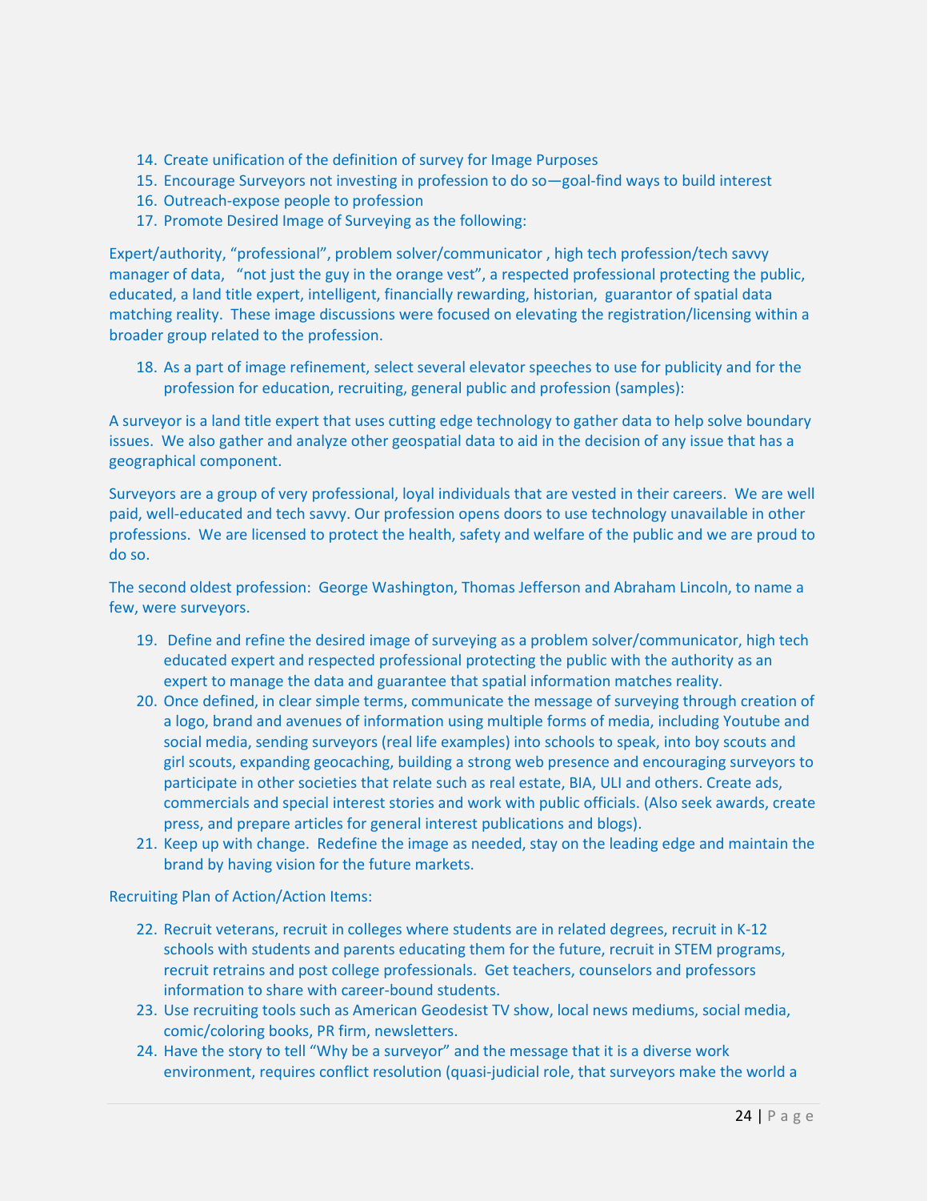14. Create unification of the definition of survey for Image Purposes
15. Encourage Surveyors not investing in profession to do so—goal-find ways to build interest
16. Outreach-expose people to profession
17. Promote Desired Image of Surveying as the following:

Expert/authority, "professional", problem solver/communicator , high tech profession/tech savvy manager of data, "not just the guy in the orange vest", a respected professional protecting the public, educated, a land title expert, intelligent, financially rewarding, historian, guarantor of spatial data matching reality. These image discussions were focused on elevating the registration/licensing within a broader group related to the profession.

18. As a part of image refinement, select several elevator speeches to use for publicity and for the profession for education, recruiting, general public and profession (samples):

A surveyor is a land title expert that uses cutting edge technology to gather data to help solve boundary issues. We also gather and analyze other geospatial data to aid in the decision of any issue that has a geographical component.

Surveyors are a group of very professional, loyal individuals that are vested in their careers. We are well paid, well-educated and tech savvy. Our profession opens doors to use technology unavailable in other professions. We are licensed to protect the health, safety and welfare of the public and we are proud to do so.

The second oldest profession: George Washington, Thomas Jefferson and Abraham Lincoln, to name a few, were surveyors.

19. Define and refine the desired image of surveying as a problem solver/communicator, high tech educated expert and respected professional protecting the public with the authority as an expert to manage the data and guarantee that spatial information matches reality.
20. Once defined, in clear simple terms, communicate the message of surveying through creation of a logo, brand and avenues of information using multiple forms of media, including Youtube and social media, sending surveyors (real life examples) into schools to speak, into boy scouts and girl scouts, expanding geocaching, building a strong web presence and encouraging surveyors to participate in other societies that relate such as real estate, BIA, ULI and others. Create ads, commercials and special interest stories and work with public officials. (Also seek awards, create press, and prepare articles for general interest publications and blogs).
21. Keep up with change. Redefine the image as needed, stay on the leading edge and maintain the brand by having vision for the future markets.

Recruiting Plan of Action/Action Items:

22. Recruit veterans, recruit in colleges where students are in related degrees, recruit in K-12 schools with students and parents educating them for the future, recruit in STEM programs, recruit retrains and post college professionals. Get teachers, counselors and professors information to share with career-bound students.
23. Use recruiting tools such as American Geodesist TV show, local news mediums, social media, comic/coloring books, PR firm, newsletters.
24. Have the story to tell "Why be a surveyor" and the message that it is a diverse work environment, requires conflict resolution (quasi-judicial role, that surveyors make the world a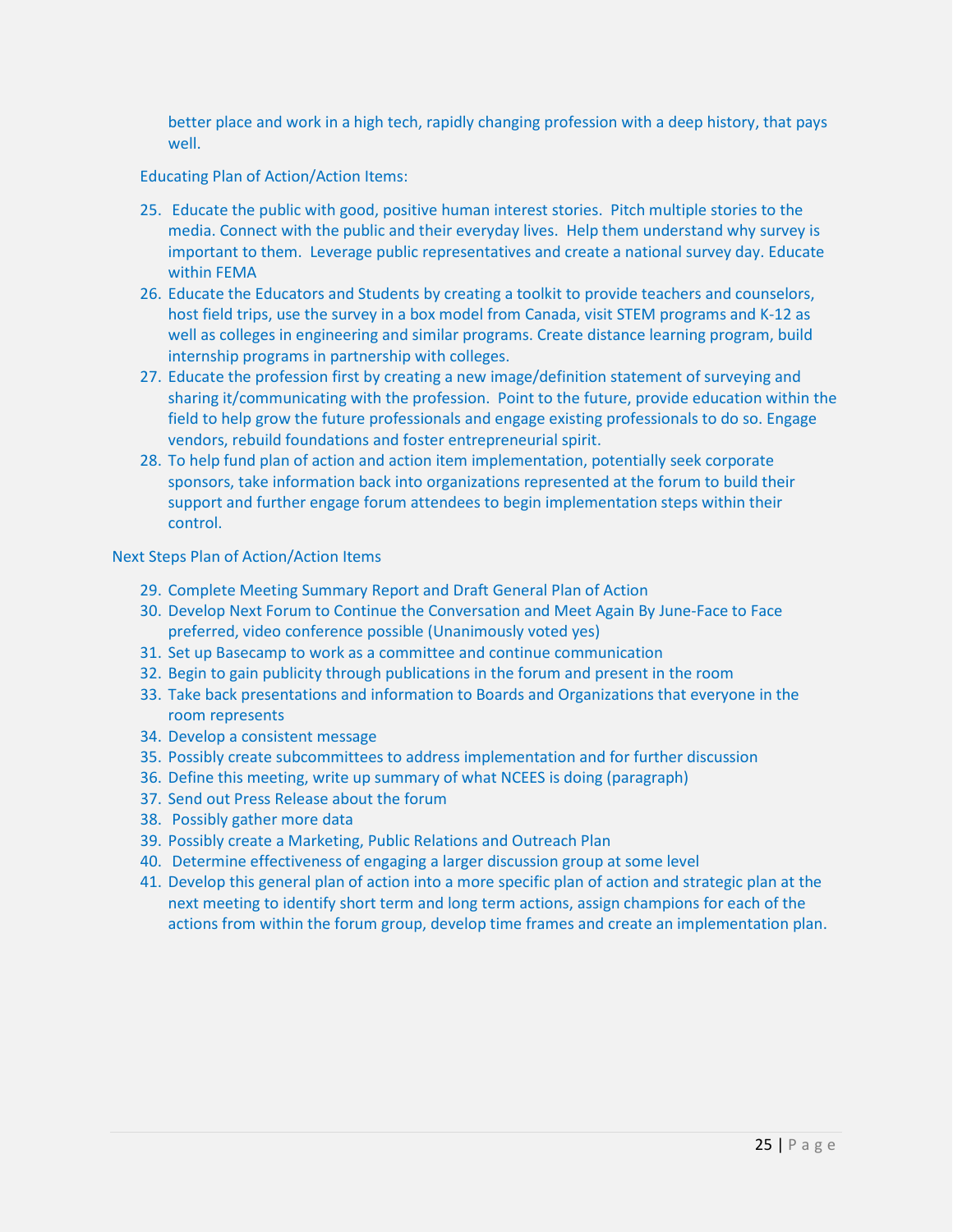better place and work in a high tech, rapidly changing profession with a deep history, that pays well.

Educating Plan of Action/Action Items:

25. Educate the public with good, positive human interest stories. Pitch multiple stories to the media. Connect with the public and their everyday lives. Help them understand why survey is important to them. Leverage public representatives and create a national survey day. Educate within FEMA
26. Educate the Educators and Students by creating a toolkit to provide teachers and counselors, host field trips, use the survey in a box model from Canada, visit STEM programs and K-12 as well as colleges in engineering and similar programs. Create distance learning program, build internship programs in partnership with colleges.
27. Educate the profession first by creating a new image/definition statement of surveying and sharing it/communicating with the profession. Point to the future, provide education within the field to help grow the future professionals and engage existing professionals to do so. Engage vendors, rebuild foundations and foster entrepreneurial spirit.
28. To help fund plan of action and action item implementation, potentially seek corporate sponsors, take information back into organizations represented at the forum to build their support and further engage forum attendees to begin implementation steps within their control.

Next Steps Plan of Action/Action Items

29. Complete Meeting Summary Report and Draft General Plan of Action
30. Develop Next Forum to Continue the Conversation and Meet Again By June-Face to Face preferred, video conference possible (Unanimously voted yes)
31. Set up Basecamp to work as a committee and continue communication
32. Begin to gain publicity through publications in the forum and present in the room
33. Take back presentations and information to Boards and Organizations that everyone in the room represents
34. Develop a consistent message
35. Possibly create subcommittees to address implementation and for further discussion
36. Define this meeting, write up summary of what NCEES is doing (paragraph)
37. Send out Press Release about the forum
38. Possibly gather more data
39. Possibly create a Marketing, Public Relations and Outreach Plan
40. Determine effectiveness of engaging a larger discussion group at some level
41. Develop this general plan of action into a more specific plan of action and strategic plan at the next meeting to identify short term and long term actions, assign champions for each of the actions from within the forum group, develop time frames and create an implementation plan.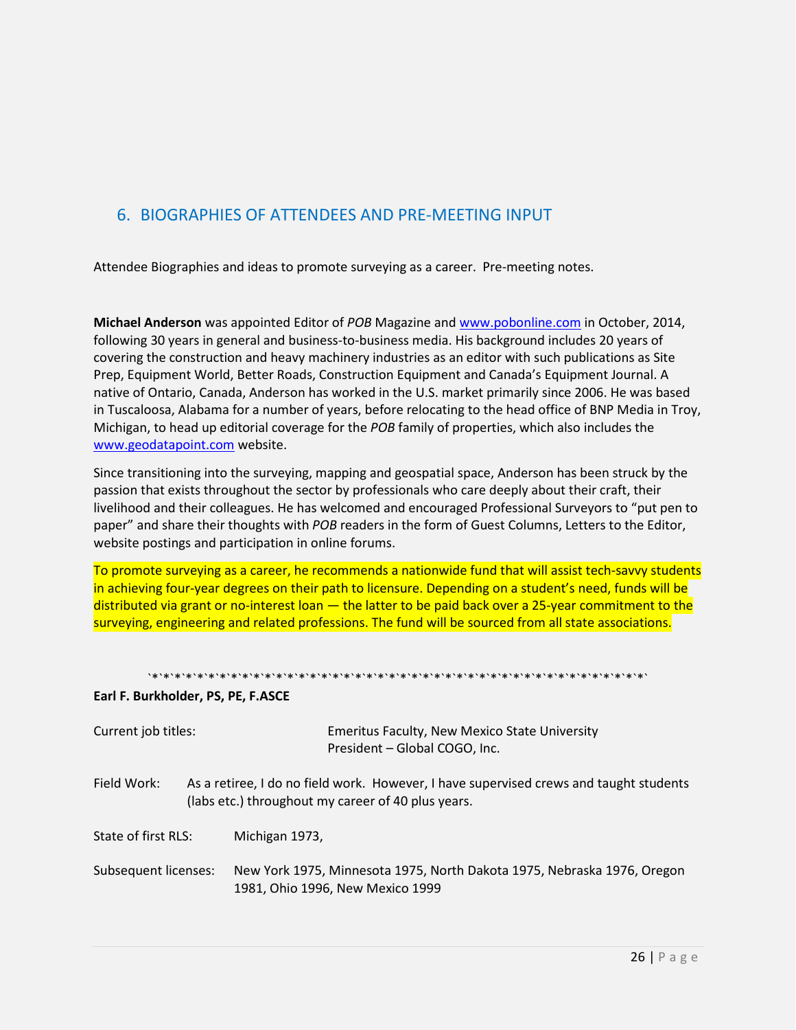## 6. BIOGRAPHIES OF ATTENDEES AND PRE-MEETING INPUT

Attendee Biographies and ideas to promote surveying as a career. Pre-meeting notes.

**Michael Anderson** was appointed Editor of *POB* Magazine and www.pobonline.com in October, 2014, following 30 years in general and business-to-business media. His background includes 20 years of covering the construction and heavy machinery industries as an editor with such publications as Site Prep, Equipment World, Better Roads, Construction Equipment and Canada's Equipment Journal. A native of Ontario, Canada, Anderson has worked in the U.S. market primarily since 2006. He was based in Tuscaloosa, Alabama for a number of years, before relocating to the head office of BNP Media in Troy, Michigan, to head up editorial coverage for the *POB* family of properties, which also includes the www.geodatapoint.com website.

Since transitioning into the surveying, mapping and geospatial space, Anderson has been struck by the passion that exists throughout the sector by professionals who care deeply about their craft, their livelihood and their colleagues. He has welcomed and encouraged Professional Surveyors to "put pen to paper" and share their thoughts with *POB* readers in the form of Guest Columns, Letters to the Editor, website postings and participation in online forums.

To promote surveying as a career, he recommends a nationwide fund that will assist tech-savvy students in achieving four-year degrees on their path to licensure. Depending on a student's need, funds will be distributed via grant or no-interest loan — the latter to be paid back over a 25-year commitment to the surveying, engineering and related professions. The fund will be sourced from all state associations.

`*`*`*`*`*`*`*`*`*`*`*`*`*`*`*`*`*`*`*`*`*`*`*`*`*`*`*`*`*`*`*`*`*`*`*`*`*`*`*`*`*`*`*`*`*`*`*`*`*`*`*`*`*`*`

**Earl F. Burkholder, PS, PE, F.ASCE**

Current job titles: Emeritus Faculty, New Mexico State University
President – Global COGO, Inc.

Field Work: As a retiree, I do no field work. However, I have supervised crews and taught students (labs etc.) throughout my career of 40 plus years.

State of first RLS: Michigan 1973,

Subsequent licenses: New York 1975, Minnesota 1975, North Dakota 1975, Nebraska 1976, Oregon 1981, Ohio 1996, New Mexico 1999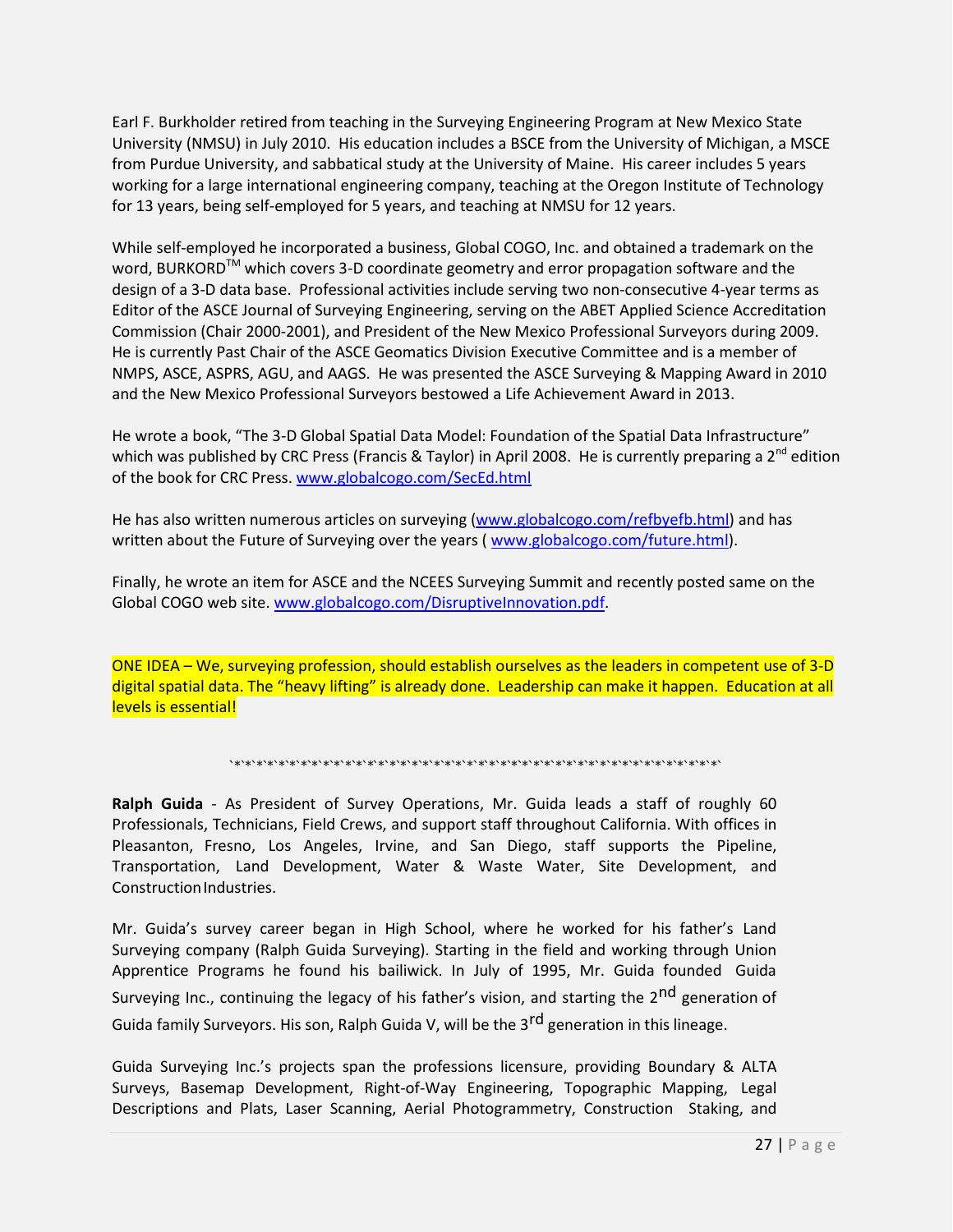Earl F. Burkholder retired from teaching in the Surveying Engineering Program at New Mexico State University (NMSU) in July 2010. His education includes a BSCE from the University of Michigan, a MSCE from Purdue University, and sabbatical study at the University of Maine. His career includes 5 years working for a large international engineering company, teaching at the Oregon Institute of Technology for 13 years, being self-employed for 5 years, and teaching at NMSU for 12 years.

While self-employed he incorporated a business, Global COGO, Inc. and obtained a trademark on the word, BURKORD™ which covers 3-D coordinate geometry and error propagation software and the design of a 3-D data base. Professional activities include serving two non-consecutive 4-year terms as Editor of the ASCE Journal of Surveying Engineering, serving on the ABET Applied Science Accreditation Commission (Chair 2000-2001), and President of the New Mexico Professional Surveyors during 2009. He is currently Past Chair of the ASCE Geomatics Division Executive Committee and is a member of NMPS, ASCE, ASPRS, AGU, and AAGS. He was presented the ASCE Surveying & Mapping Award in 2010 and the New Mexico Professional Surveyors bestowed a Life Achievement Award in 2013.

He wrote a book, "The 3-D Global Spatial Data Model: Foundation of the Spatial Data Infrastructure" which was published by CRC Press (Francis & Taylor) in April 2008. He is currently preparing a 2nd edition of the book for CRC Press. www.globalcogo.com/SecEd.html

He has also written numerous articles on surveying (www.globalcogo.com/refbyefb.html) and has written about the Future of Surveying over the years ( www.globalcogo.com/future.html).

Finally, he wrote an item for ASCE and the NCEES Surveying Summit and recently posted same on the Global COGO web site. www.globalcogo.com/DisruptiveInnovation.pdf.

ONE IDEA – We, surveying profession, should establish ourselves as the leaders in competent use of 3-D digital spatial data. The "heavy lifting" is already done. Leadership can make it happen. Education at all levels is essential!

`*`*`*`*`*`*`*`*`*`*`*`*`*`*`*`*`*`*`*`*`*`*`*`*`*`*`*`*`*`*`*`*`*`*`*`*`*`*`*`*`*`*`*`*`*`*`*`*`*`*`*`*`

**Ralph Guida** - As President of Survey Operations, Mr. Guida leads a staff of roughly 60 Professionals, Technicians, Field Crews, and support staff throughout California. With offices in Pleasanton, Fresno, Los Angeles, Irvine, and San Diego, staff supports the Pipeline, Transportation, Land Development, Water & Waste Water, Site Development, and Construction Industries.

Mr. Guida's survey career began in High School, where he worked for his father's Land Surveying company (Ralph Guida Surveying). Starting in the field and working through Union Apprentice Programs he found his bailiwick. In July of 1995, Mr. Guida founded Guida Surveying Inc., continuing the legacy of his father's vision, and starting the 2nd generation of Guida family Surveyors. His son, Ralph Guida V, will be the 3rd generation in this lineage.

Guida Surveying Inc.'s projects span the professions licensure, providing Boundary & ALTA Surveys, Basemap Development, Right-of-Way Engineering, Topographic Mapping, Legal Descriptions and Plats, Laser Scanning, Aerial Photogrammetry, Construction Staking, and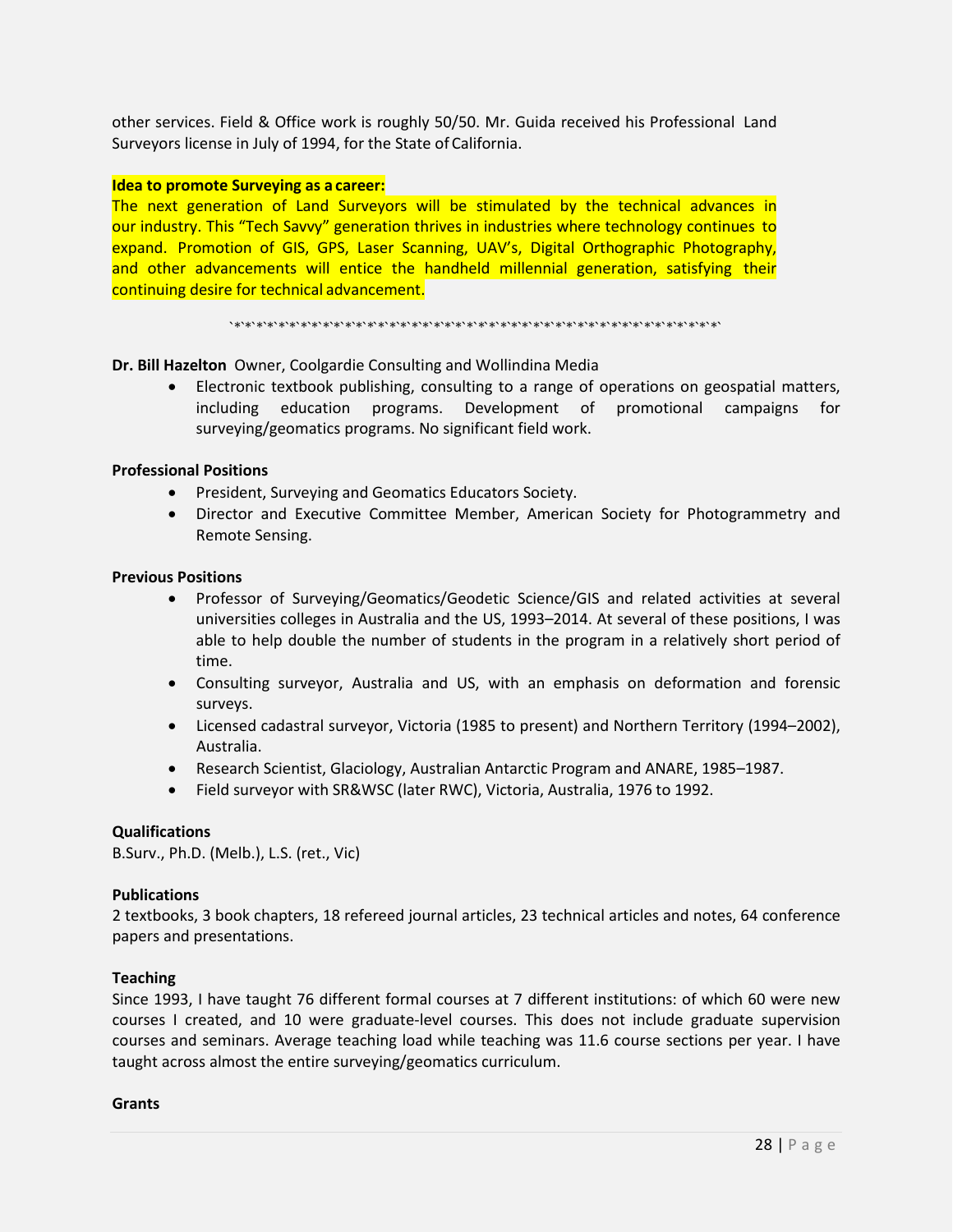other services. Field & Office work is roughly 50/50. Mr. Guida received his Professional Land Surveyors license in July of 1994, for the State of California.

**Idea to promote Surveying as a career:**
The next generation of Land Surveyors will be stimulated by the technical advances in our industry. This "Tech Savvy" generation thrives in industries where technology continues to expand. Promotion of GIS, GPS, Laser Scanning, UAV's, Digital Orthographic Photography, and other advancements will entice the handheld millennial generation, satisfying their continuing desire for technical advancement.

`*`*`*`*`*`*`*`*`*`*`*`*`*`*`*`*`*`*`*`*`*`*`*`*`*`*`*`*`*`*`*`*`*`*`*`*`*`*`*`*`*`*`*`*`*`*`*`*`*`*`*`

**Dr. Bill Hazelton** Owner, Coolgardie Consulting and Wollindina Media

- Electronic textbook publishing, consulting to a range of operations on geospatial matters, including education programs. Development of promotional campaigns for surveying/geomatics programs. No significant field work.

**Professional Positions**

- President, Surveying and Geomatics Educators Society.
- Director and Executive Committee Member, American Society for Photogrammetry and Remote Sensing.

**Previous Positions**

- Professor of Surveying/Geomatics/Geodetic Science/GIS and related activities at several universities colleges in Australia and the US, 1993–2014. At several of these positions, I was able to help double the number of students in the program in a relatively short period of time.
- Consulting surveyor, Australia and US, with an emphasis on deformation and forensic surveys.
- Licensed cadastral surveyor, Victoria (1985 to present) and Northern Territory (1994–2002), Australia.
- Research Scientist, Glaciology, Australian Antarctic Program and ANARE, 1985–1987.
- Field surveyor with SR&WSC (later RWC), Victoria, Australia, 1976 to 1992.

**Qualifications**

B.Surv., Ph.D. (Melb.), L.S. (ret., Vic)

**Publications**

2 textbooks, 3 book chapters, 18 refereed journal articles, 23 technical articles and notes, 64 conference papers and presentations.

**Teaching**

Since 1993, I have taught 76 different formal courses at 7 different institutions: of which 60 were new courses I created, and 10 were graduate-level courses. This does not include graduate supervision courses and seminars. Average teaching load while teaching was 11.6 course sections per year. I have taught across almost the entire surveying/geomatics curriculum.

**Grants**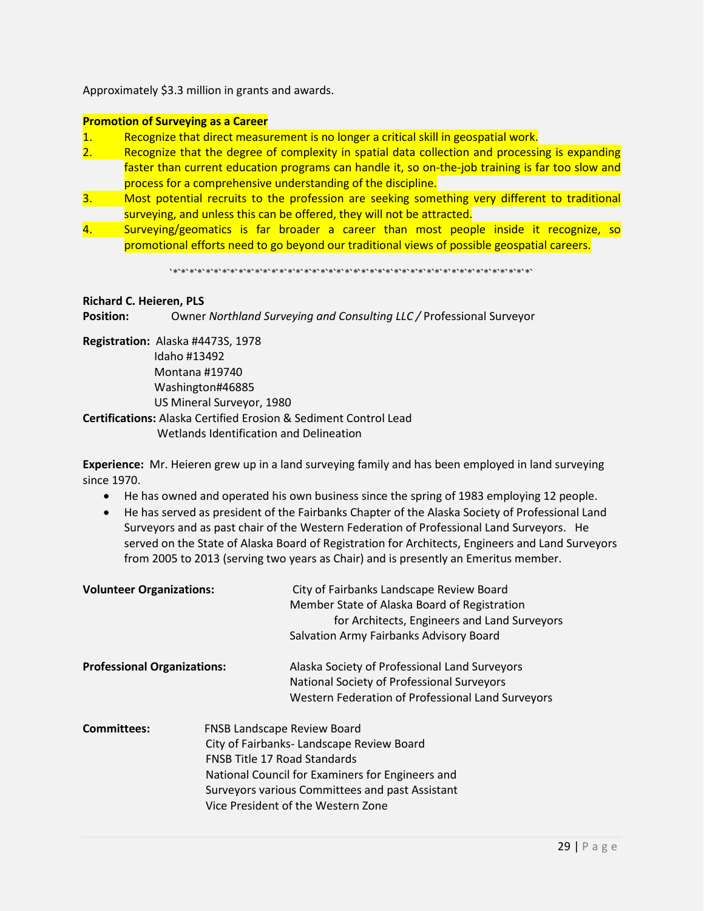Approximately $3.3 million in grants and awards.

**Promotion of Surveying as a Career**

1. Recognize that direct measurement is no longer a critical skill in geospatial work.
2. Recognize that the degree of complexity in spatial data collection and processing is expanding faster than current education programs can handle it, so on-the-job training is far too slow and process for a comprehensive understanding of the discipline.
3. Most potential recruits to the profession are seeking something very different to traditional surveying, and unless this can be offered, they will not be attracted.
4. Surveying/geomatics is far broader a career than most people inside it recognize, so promotional efforts need to go beyond our traditional views of possible geospatial careers.

`*`*`*`*`*`*`*`*`*`*`*`*`*`*`*`*`*`*`*`*`*`*`*`*`*`*`*`*`*`*`*`*`*`*`*`*`*`*`*`*`*`*`*`*`*`*`*`*`*`*`*`

**Richard C. Heieren, PLS**

**Position:** Owner *Northland Surveying and Consulting LLC /* Professional Surveyor

**Registration:** Alaska #4473S, 1978
Idaho #13492
Montana #19740
Washington#46885
US Mineral Surveyor, 1980

**Certifications:** Alaska Certified Erosion & Sediment Control Lead
Wetlands Identification and Delineation

**Experience:** Mr. Heieren grew up in a land surveying family and has been employed in land surveying since 1970.

- He has owned and operated his own business since the spring of 1983 employing 12 people.
- He has served as president of the Fairbanks Chapter of the Alaska Society of Professional Land Surveyors and as past chair of the Western Federation of Professional Land Surveyors. He served on the State of Alaska Board of Registration for Architects, Engineers and Land Surveyors from 2005 to 2013 (serving two years as Chair) and is presently an Emeritus member.

**Volunteer Organizations:**
City of Fairbanks Landscape Review Board
Member State of Alaska Board of Registration for Architects, Engineers and Land Surveyors
Salvation Army Fairbanks Advisory Board

**Professional Organizations:**
Alaska Society of Professional Land Surveyors
National Society of Professional Surveyors
Western Federation of Professional Land Surveyors

**Committees:**
FNSB Landscape Review Board
City of Fairbanks- Landscape Review Board
FNSB Title 17 Road Standards
National Council for Examiners for Engineers and Surveyors various Committees and past Assistant Vice President of the Western Zone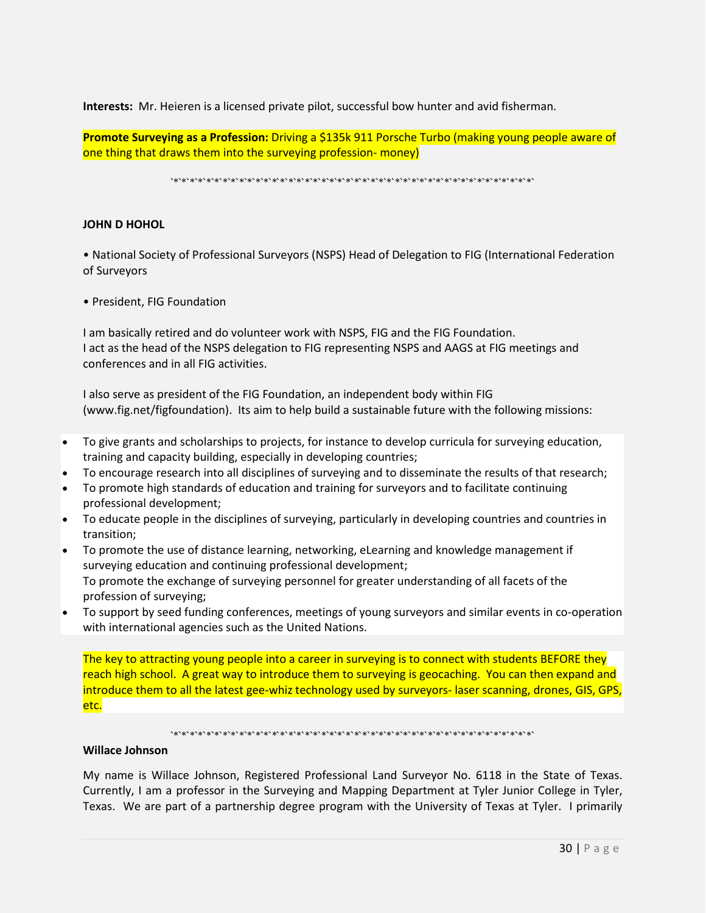**Interests:** Mr. Heieren is a licensed private pilot, successful bow hunter and avid fisherman.

**Promote Surveying as a Profession:** Driving a $135k 911 Porsche Turbo (making young people aware of one thing that draws them into the surveying profession- money)

`*`*`*`*`*`*`*`*`*`*`*`*`*`*`*`*`*`*`*`*`*`*`*`*`*`*`*`*`*`*`*`*`*`*`*`*`*`*`*`*`*`*`*`*`*`

**JOHN D HOHOL**

• National Society of Professional Surveyors (NSPS) Head of Delegation to FIG (International Federation of Surveyors

• President, FIG Foundation

I am basically retired and do volunteer work with NSPS, FIG and the FIG Foundation.
I act as the head of the NSPS delegation to FIG representing NSPS and AAGS at FIG meetings and conferences and in all FIG activities.

I also serve as president of the FIG Foundation, an independent body within FIG (www.fig.net/figfoundation). Its aim to help build a sustainable future with the following missions:

- To give grants and scholarships to projects, for instance to develop curricula for surveying education, training and capacity building, especially in developing countries;
- To encourage research into all disciplines of surveying and to disseminate the results of that research;
- To promote high standards of education and training for surveyors and to facilitate continuing professional development;
- To educate people in the disciplines of surveying, particularly in developing countries and countries in transition;
- To promote the use of distance learning, networking, eLearning and knowledge management if surveying education and continuing professional development;
  To promote the exchange of surveying personnel for greater understanding of all facets of the profession of surveying;
- To support by seed funding conferences, meetings of young surveyors and similar events in co-operation with international agencies such as the United Nations.

The key to attracting young people into a career in surveying is to connect with students BEFORE they reach high school. A great way to introduce them to surveying is geocaching. You can then expand and introduce them to all the latest gee-whiz technology used by surveyors- laser scanning, drones, GIS, GPS, etc.

`*`*`*`*`*`*`*`*`*`*`*`*`*`*`*`*`*`*`*`*`*`*`*`*`*`*`*`*`*`*`*`*`*`*`*`*`*`*`*`*`*`*`*`*`*`

**Willace Johnson**

My name is Willace Johnson, Registered Professional Land Surveyor No. 6118 in the State of Texas. Currently, I am a professor in the Surveying and Mapping Department at Tyler Junior College in Tyler, Texas. We are part of a partnership degree program with the University of Texas at Tyler. I primarily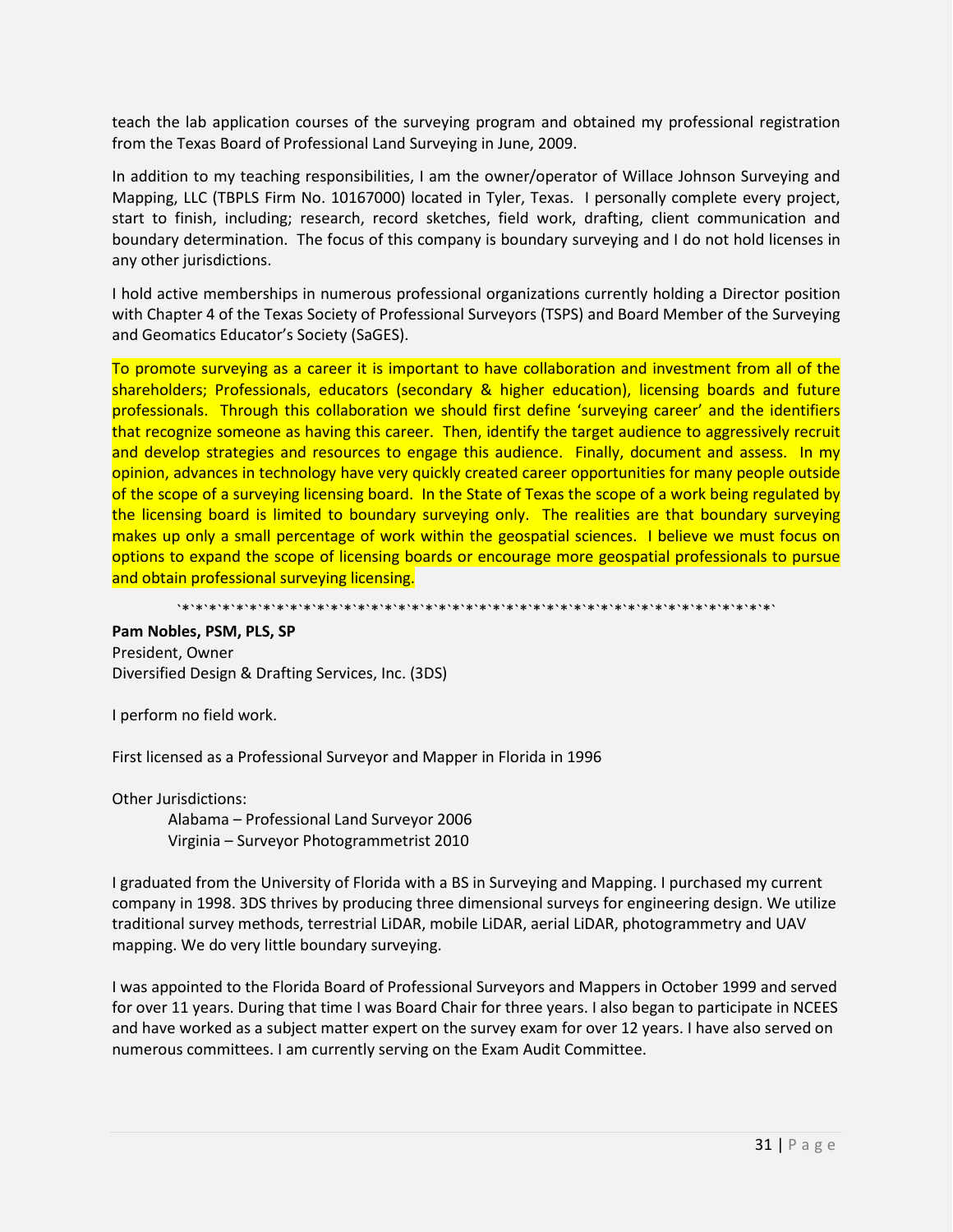teach the lab application courses of the surveying program and obtained my professional registration from the Texas Board of Professional Land Surveying in June, 2009.

In addition to my teaching responsibilities, I am the owner/operator of Willace Johnson Surveying and Mapping, LLC (TBPLS Firm No. 10167000) located in Tyler, Texas. I personally complete every project, start to finish, including; research, record sketches, field work, drafting, client communication and boundary determination. The focus of this company is boundary surveying and I do not hold licenses in any other jurisdictions.

I hold active memberships in numerous professional organizations currently holding a Director position with Chapter 4 of the Texas Society of Professional Surveyors (TSPS) and Board Member of the Surveying and Geomatics Educator's Society (SaGES).

To promote surveying as a career it is important to have collaboration and investment from all of the shareholders; Professionals, educators (secondary & higher education), licensing boards and future professionals. Through this collaboration we should first define 'surveying career' and the identifiers that recognize someone as having this career. Then, identify the target audience to aggressively recruit and develop strategies and resources to engage this audience. Finally, document and assess. In my opinion, advances in technology have very quickly created career opportunities for many people outside of the scope of a surveying licensing board. In the State of Texas the scope of a work being regulated by the licensing board is limited to boundary surveying only. The realities are that boundary surveying makes up only a small percentage of work within the geospatial sciences. I believe we must focus on options to expand the scope of licensing boards or encourage more geospatial professionals to pursue and obtain professional surveying licensing.

`*`*`*`*`*`*`*`*`*`*`*`*`*`*`*`*`*`*`*`*`*`*`*`*`*`*`*`*`*`*`*`*`*`*`*`*`*`*`*`*`*`*`*`*`*`*`*`*`

**Pam Nobles, PSM, PLS, SP**
President, Owner
Diversified Design & Drafting Services, Inc. (3DS)

I perform no field work.

First licensed as a Professional Surveyor and Mapper in Florida in 1996

Other Jurisdictions:

Alabama – Professional Land Surveyor 2006
Virginia – Surveyor Photogrammetrist 2010

I graduated from the University of Florida with a BS in Surveying and Mapping. I purchased my current company in 1998. 3DS thrives by producing three dimensional surveys for engineering design. We utilize traditional survey methods, terrestrial LiDAR, mobile LiDAR, aerial LiDAR, photogrammetry and UAV mapping. We do very little boundary surveying.

I was appointed to the Florida Board of Professional Surveyors and Mappers in October 1999 and served for over 11 years. During that time I was Board Chair for three years. I also began to participate in NCEES and have worked as a subject matter expert on the survey exam for over 12 years. I have also served on numerous committees. I am currently serving on the Exam Audit Committee.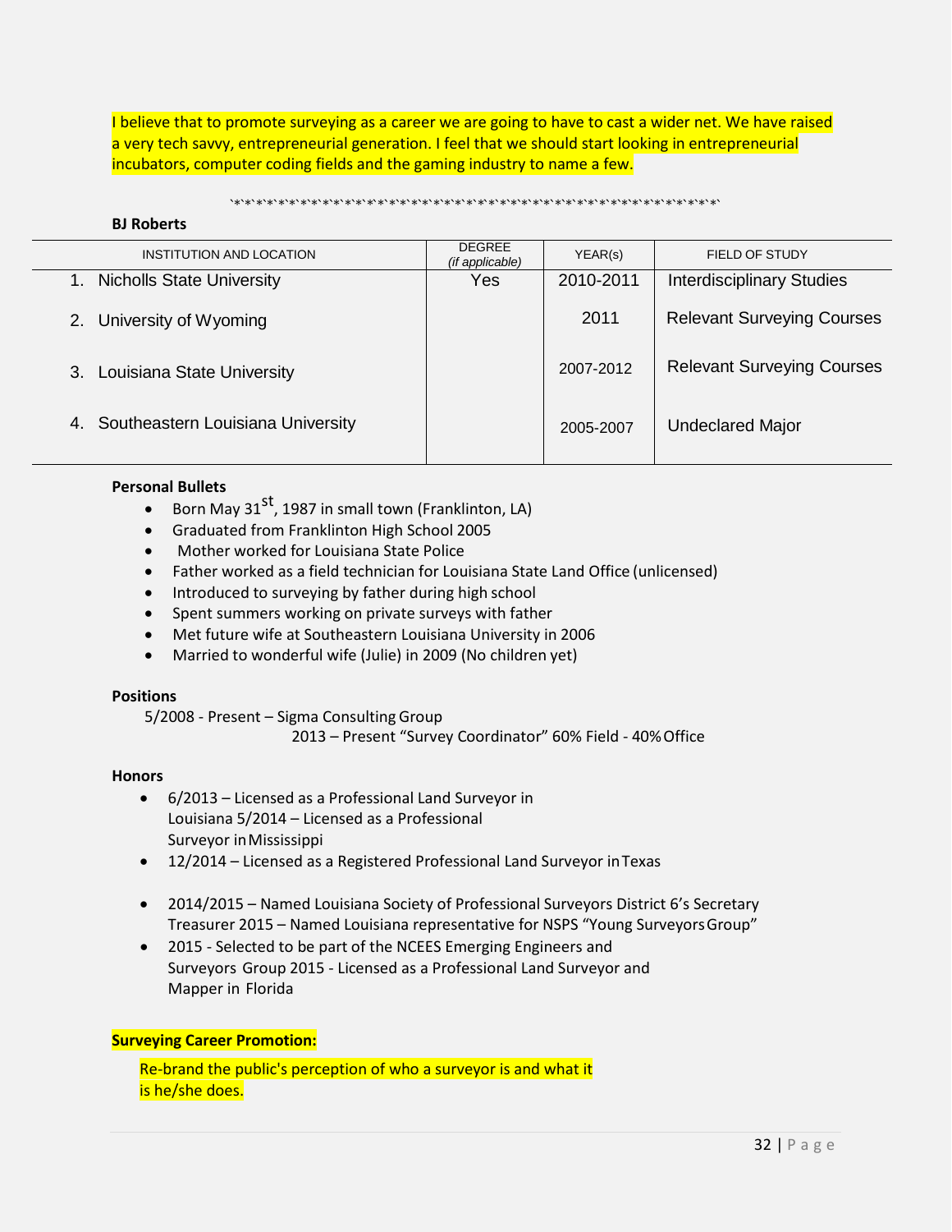I believe that to promote surveying as a career we are going to have to cast a wider net. We have raised a very tech savvy, entrepreneurial generation. I feel that we should start looking in entrepreneurial incubators, computer coding fields and the gaming industry to name a few.

`*`*`*`*`*`*`*`*`*`*`*`*`*`*`*`*`*`*`*`*`*`*`*`*`*`*`*`*`*`*`*`*`*`*`*`*`*`*`*`*`*`*`*`*`*`*`*`*`*`*`*`

**BJ Roberts**

| INSTITUTION AND LOCATION | DEGREE *(if applicable)* | YEAR(s) | FIELD OF STUDY |
|---|---|---|---|
| 1. Nicholls State University | Yes | 2010-2011 | Interdisciplinary Studies |
| 2. University of Wyoming | | 2011 | Relevant Surveying Courses |
| 3. Louisiana State University | | 2007-2012 | Relevant Surveying Courses |
| 4. Southeastern Louisiana University | | 2005-2007 | Undeclared Major |

**Personal Bullets**

- Born May 31st, 1987 in small town (Franklinton, LA)
- Graduated from Franklinton High School 2005
- Mother worked for Louisiana State Police
- Father worked as a field technician for Louisiana State Land Office (unlicensed)
- Introduced to surveying by father during high school
- Spent summers working on private surveys with father
- Met future wife at Southeastern Louisiana University in 2006
- Married to wonderful wife (Julie) in 2009 (No children yet)

**Positions**

5/2008 - Present – Sigma Consulting Group

2013 – Present "Survey Coordinator" 60% Field - 40% Office

**Honors**

- 6/2013 – Licensed as a Professional Land Surveyor in Louisiana 5/2014 – Licensed as a Professional Surveyor in Mississippi
- 12/2014 – Licensed as a Registered Professional Land Surveyor in Texas
- 2014/2015 – Named Louisiana Society of Professional Surveyors District 6's Secretary Treasurer 2015 – Named Louisiana representative for NSPS "Young Surveyors Group"
- 2015 - Selected to be part of the NCEES Emerging Engineers and Surveyors Group 2015 - Licensed as a Professional Land Surveyor and Mapper in Florida

**Surveying Career Promotion:**

Re-brand the public's perception of who a surveyor is and what it is he/she does.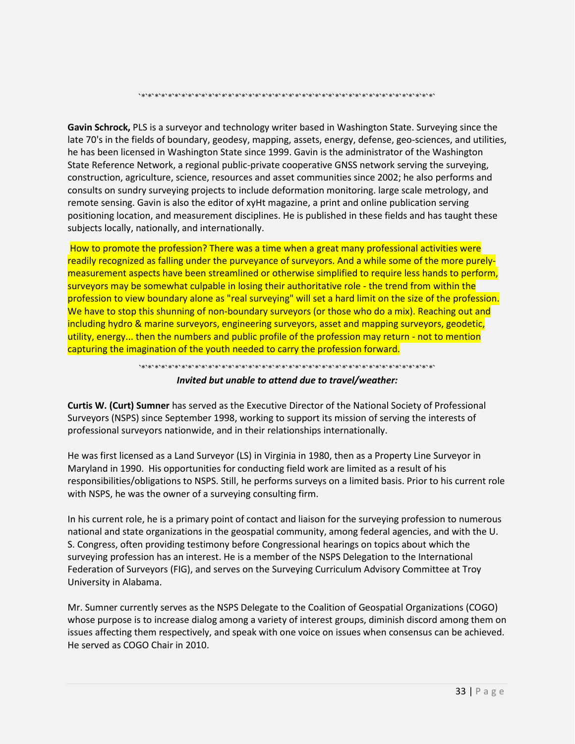`*`*`*`*`*`*`*`*`*`*`*`*`*`*`*`*`*`*`*`*`*`*`*`*`*`*`*`*`*`*`*`*`*`*`*`*`*`*`*`*`*`*`*`*`*`*`*`*`*`*`*`*`*`*`*`*`*`*`

**Gavin Schrock,** PLS is a surveyor and technology writer based in Washington State. Surveying since the late 70's in the fields of boundary, geodesy, mapping, assets, energy, defense, geo-sciences, and utilities, he has been licensed in Washington State since 1999. Gavin is the administrator of the Washington State Reference Network, a regional public-private cooperative GNSS network serving the surveying, construction, agriculture, science, resources and asset communities since 2002; he also performs and consults on sundry surveying projects to include deformation monitoring. large scale metrology, and remote sensing. Gavin is also the editor of xyHt magazine, a print and online publication serving positioning location, and measurement disciplines. He is published in these fields and has taught these subjects locally, nationally, and internationally.

How to promote the profession? There was a time when a great many professional activities were readily recognized as falling under the purveyance of surveyors. And a while some of the more purely-measurement aspects have been streamlined or otherwise simplified to require less hands to perform, surveyors may be somewhat culpable in losing their authoritative role - the trend from within the profession to view boundary alone as "real surveying" will set a hard limit on the size of the profession. We have to stop this shunning of non-boundary surveyors (or those who do a mix). Reaching out and including hydro & marine surveyors, engineering surveyors, asset and mapping surveyors, geodetic, utility, energy... then the numbers and public profile of the profession may return - not to mention capturing the imagination of the youth needed to carry the profession forward.

`*`*`*`*`*`*`*`*`*`*`*`*`*`*`*`*`*`*`*`*`*`*`*`*`*`*`*`*`*`*`*`*`*`*`*`*`*`*`*`*`*`*`*`*`*`*`*`*`*`*`*`*`*`*`*`*`*`*`

***Invited but unable to attend due to travel/weather:***

**Curtis W. (Curt) Sumner** has served as the Executive Director of the National Society of Professional Surveyors (NSPS) since September 1998, working to support its mission of serving the interests of professional surveyors nationwide, and in their relationships internationally.

He was first licensed as a Land Surveyor (LS) in Virginia in 1980, then as a Property Line Surveyor in Maryland in 1990. His opportunities for conducting field work are limited as a result of his responsibilities/obligations to NSPS. Still, he performs surveys on a limited basis. Prior to his current role with NSPS, he was the owner of a surveying consulting firm.

In his current role, he is a primary point of contact and liaison for the surveying profession to numerous national and state organizations in the geospatial community, among federal agencies, and with the U. S. Congress, often providing testimony before Congressional hearings on topics about which the surveying profession has an interest. He is a member of the NSPS Delegation to the International Federation of Surveyors (FIG), and serves on the Surveying Curriculum Advisory Committee at Troy University in Alabama.

Mr. Sumner currently serves as the NSPS Delegate to the Coalition of Geospatial Organizations (COGO) whose purpose is to increase dialog among a variety of interest groups, diminish discord among them on issues affecting them respectively, and speak with one voice on issues when consensus can be achieved. He served as COGO Chair in 2010.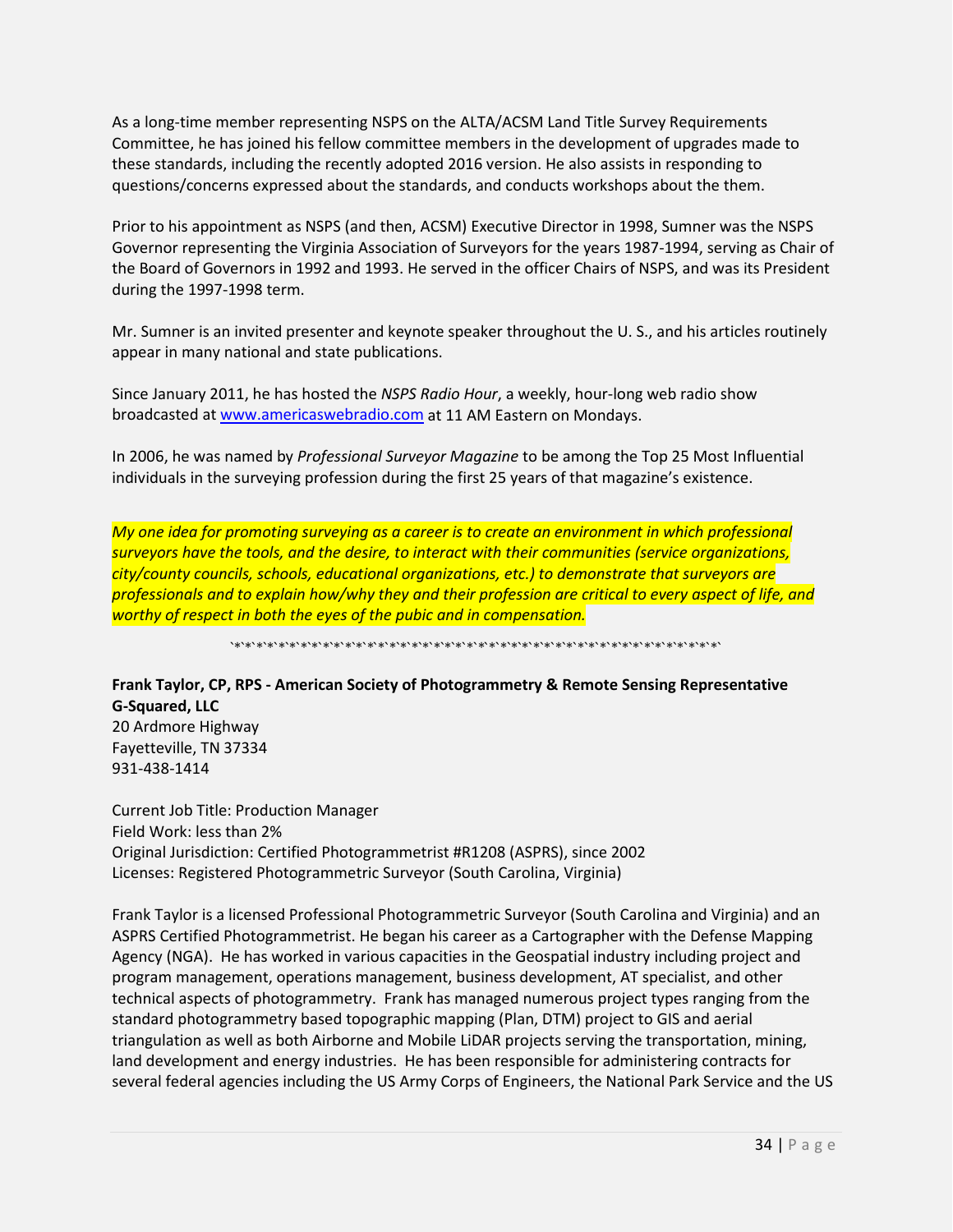As a long-time member representing NSPS on the ALTA/ACSM Land Title Survey Requirements Committee, he has joined his fellow committee members in the development of upgrades made to these standards, including the recently adopted 2016 version. He also assists in responding to questions/concerns expressed about the standards, and conducts workshops about the them.

Prior to his appointment as NSPS (and then, ACSM) Executive Director in 1998, Sumner was the NSPS Governor representing the Virginia Association of Surveyors for the years 1987-1994, serving as Chair of the Board of Governors in 1992 and 1993. He served in the officer Chairs of NSPS, and was its President during the 1997-1998 term.

Mr. Sumner is an invited presenter and keynote speaker throughout the U. S., and his articles routinely appear in many national and state publications.

Since January 2011, he has hosted the *NSPS Radio Hour*, a weekly, hour-long web radio show broadcasted at www.americaswebradio.com at 11 AM Eastern on Mondays.

In 2006, he was named by *Professional Surveyor Magazine* to be among the Top 25 Most Influential individuals in the surveying profession during the first 25 years of that magazine's existence.

*My one idea for promoting surveying as a career is to create an environment in which professional surveyors have the tools, and the desire, to interact with their communities (service organizations, city/county councils, schools, educational organizations, etc.) to demonstrate that surveyors are professionals and to explain how/why they and their profession are critical to every aspect of life, and worthy of respect in both the eyes of the pubic and in compensation.*

`*`*`*`*`*`*`*`*`*`*`*`*`*`*`*`*`*`*`*`*`*`*`*`*`*`*`*`*`*`*`*`*`*`*`*`*`*`*`*`*`*`*`*`*`*`*`

**Frank Taylor, CP, RPS - American Society of Photogrammetry & Remote Sensing Representative**
**G-Squared, LLC**
20 Ardmore Highway
Fayetteville, TN 37334
931-438-1414

Current Job Title: Production Manager
Field Work: less than 2%
Original Jurisdiction: Certified Photogrammetrist #R1208 (ASPRS), since 2002
Licenses: Registered Photogrammetric Surveyor (South Carolina, Virginia)

Frank Taylor is a licensed Professional Photogrammetric Surveyor (South Carolina and Virginia) and an ASPRS Certified Photogrammetrist. He began his career as a Cartographer with the Defense Mapping Agency (NGA). He has worked in various capacities in the Geospatial industry including project and program management, operations management, business development, AT specialist, and other technical aspects of photogrammetry. Frank has managed numerous project types ranging from the standard photogrammetry based topographic mapping (Plan, DTM) project to GIS and aerial triangulation as well as both Airborne and Mobile LiDAR projects serving the transportation, mining, land development and energy industries. He has been responsible for administering contracts for several federal agencies including the US Army Corps of Engineers, the National Park Service and the US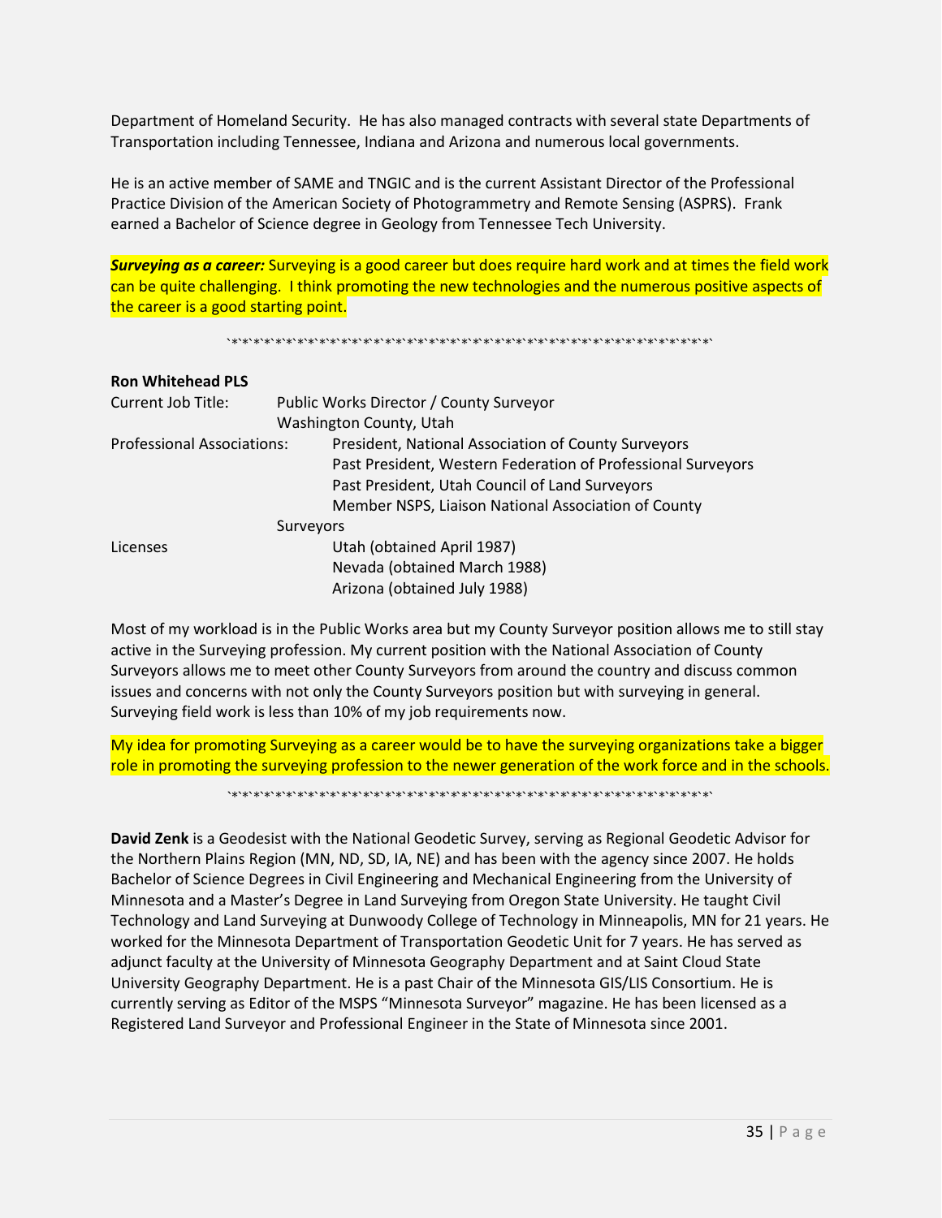Department of Homeland Security. He has also managed contracts with several state Departments of Transportation including Tennessee, Indiana and Arizona and numerous local governments.

He is an active member of SAME and TNGIC and is the current Assistant Director of the Professional Practice Division of the American Society of Photogrammetry and Remote Sensing (ASPRS). Frank earned a Bachelor of Science degree in Geology from Tennessee Tech University.

***Surveying as a career:*** Surveying is a good career but does require hard work and at times the field work can be quite challenging. I think promoting the new technologies and the numerous positive aspects of the career is a good starting point.

`*`*`*`*`*`*`*`*`*`*`*`*`*`*`*`*`*`*`*`*`*`*`*`*`*`*`*`*`*`*`*`*`*`*`*`*`*`*`*`*`*`*`*`*`*`*`*`*`*`

**Ron Whitehead PLS**

Current Job Title: Public Works Director / County Surveyor
Washington County, Utah

Professional Associations: President, National Association of County Surveyors
Past President, Western Federation of Professional Surveyors
Past President, Utah Council of Land Surveyors
Member NSPS, Liaison National Association of County Surveyors

Licenses: Utah (obtained April 1987)
Nevada (obtained March 1988)
Arizona (obtained July 1988)

Most of my workload is in the Public Works area but my County Surveyor position allows me to still stay active in the Surveying profession. My current position with the National Association of County Surveyors allows me to meet other County Surveyors from around the country and discuss common issues and concerns with not only the County Surveyors position but with surveying in general. Surveying field work is less than 10% of my job requirements now.

My idea for promoting Surveying as a career would be to have the surveying organizations take a bigger role in promoting the surveying profession to the newer generation of the work force and in the schools.

`*`*`*`*`*`*`*`*`*`*`*`*`*`*`*`*`*`*`*`*`*`*`*`*`*`*`*`*`*`*`*`*`*`*`*`*`*`*`*`*`*`*`*`*`*`*`*`*`*`

**David Zenk** is a Geodesist with the National Geodetic Survey, serving as Regional Geodetic Advisor for the Northern Plains Region (MN, ND, SD, IA, NE) and has been with the agency since 2007. He holds Bachelor of Science Degrees in Civil Engineering and Mechanical Engineering from the University of Minnesota and a Master's Degree in Land Surveying from Oregon State University. He taught Civil Technology and Land Surveying at Dunwoody College of Technology in Minneapolis, MN for 21 years. He worked for the Minnesota Department of Transportation Geodetic Unit for 7 years. He has served as adjunct faculty at the University of Minnesota Geography Department and at Saint Cloud State University Geography Department. He is a past Chair of the Minnesota GIS/LIS Consortium. He is currently serving as Editor of the MSPS "Minnesota Surveyor" magazine. He has been licensed as a Registered Land Surveyor and Professional Engineer in the State of Minnesota since 2001.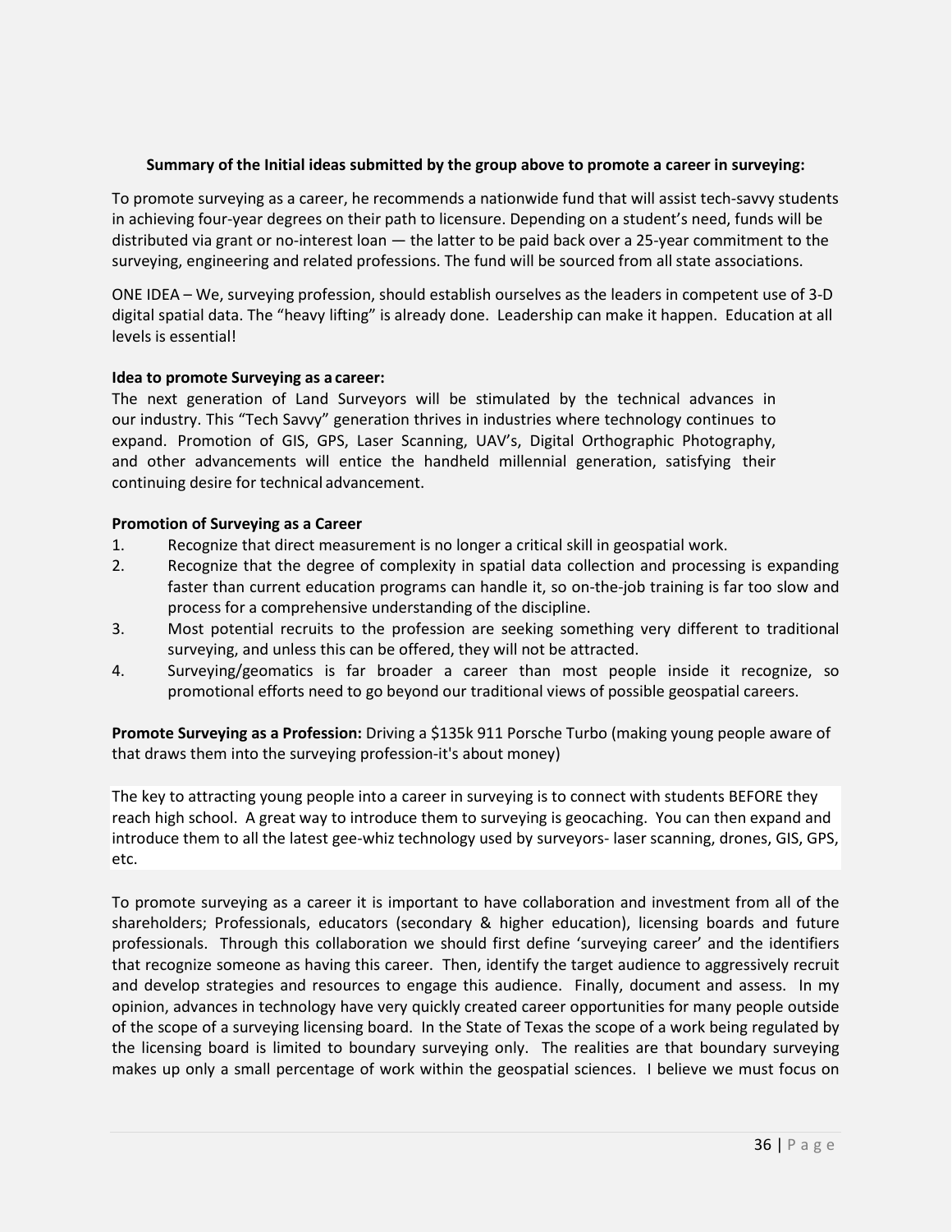**Summary of the Initial ideas submitted by the group above to promote a career in surveying:**

To promote surveying as a career, he recommends a nationwide fund that will assist tech-savvy students in achieving four-year degrees on their path to licensure. Depending on a student's need, funds will be distributed via grant or no-interest loan — the latter to be paid back over a 25-year commitment to the surveying, engineering and related professions. The fund will be sourced from all state associations.

ONE IDEA – We, surveying profession, should establish ourselves as the leaders in competent use of 3-D digital spatial data. The "heavy lifting" is already done. Leadership can make it happen. Education at all levels is essential!

**Idea to promote Surveying as a career:**
The next generation of Land Surveyors will be stimulated by the technical advances in our industry. This "Tech Savvy" generation thrives in industries where technology continues to expand. Promotion of GIS, GPS, Laser Scanning, UAV's, Digital Orthographic Photography, and other advancements will entice the handheld millennial generation, satisfying their continuing desire for technical advancement.

**Promotion of Surveying as a Career**

1. Recognize that direct measurement is no longer a critical skill in geospatial work.
2. Recognize that the degree of complexity in spatial data collection and processing is expanding faster than current education programs can handle it, so on-the-job training is far too slow and process for a comprehensive understanding of the discipline.
3. Most potential recruits to the profession are seeking something very different to traditional surveying, and unless this can be offered, they will not be attracted.
4. Surveying/geomatics is far broader a career than most people inside it recognize, so promotional efforts need to go beyond our traditional views of possible geospatial careers.

**Promote Surveying as a Profession:** Driving a $135k 911 Porsche Turbo (making young people aware of that draws them into the surveying profession-it's about money)

The key to attracting young people into a career in surveying is to connect with students BEFORE they reach high school. A great way to introduce them to surveying is geocaching. You can then expand and introduce them to all the latest gee-whiz technology used by surveyors- laser scanning, drones, GIS, GPS, etc.

To promote surveying as a career it is important to have collaboration and investment from all of the shareholders; Professionals, educators (secondary & higher education), licensing boards and future professionals. Through this collaboration we should first define 'surveying career' and the identifiers that recognize someone as having this career. Then, identify the target audience to aggressively recruit and develop strategies and resources to engage this audience. Finally, document and assess. In my opinion, advances in technology have very quickly created career opportunities for many people outside of the scope of a surveying licensing board. In the State of Texas the scope of a work being regulated by the licensing board is limited to boundary surveying only. The realities are that boundary surveying makes up only a small percentage of work within the geospatial sciences. I believe we must focus on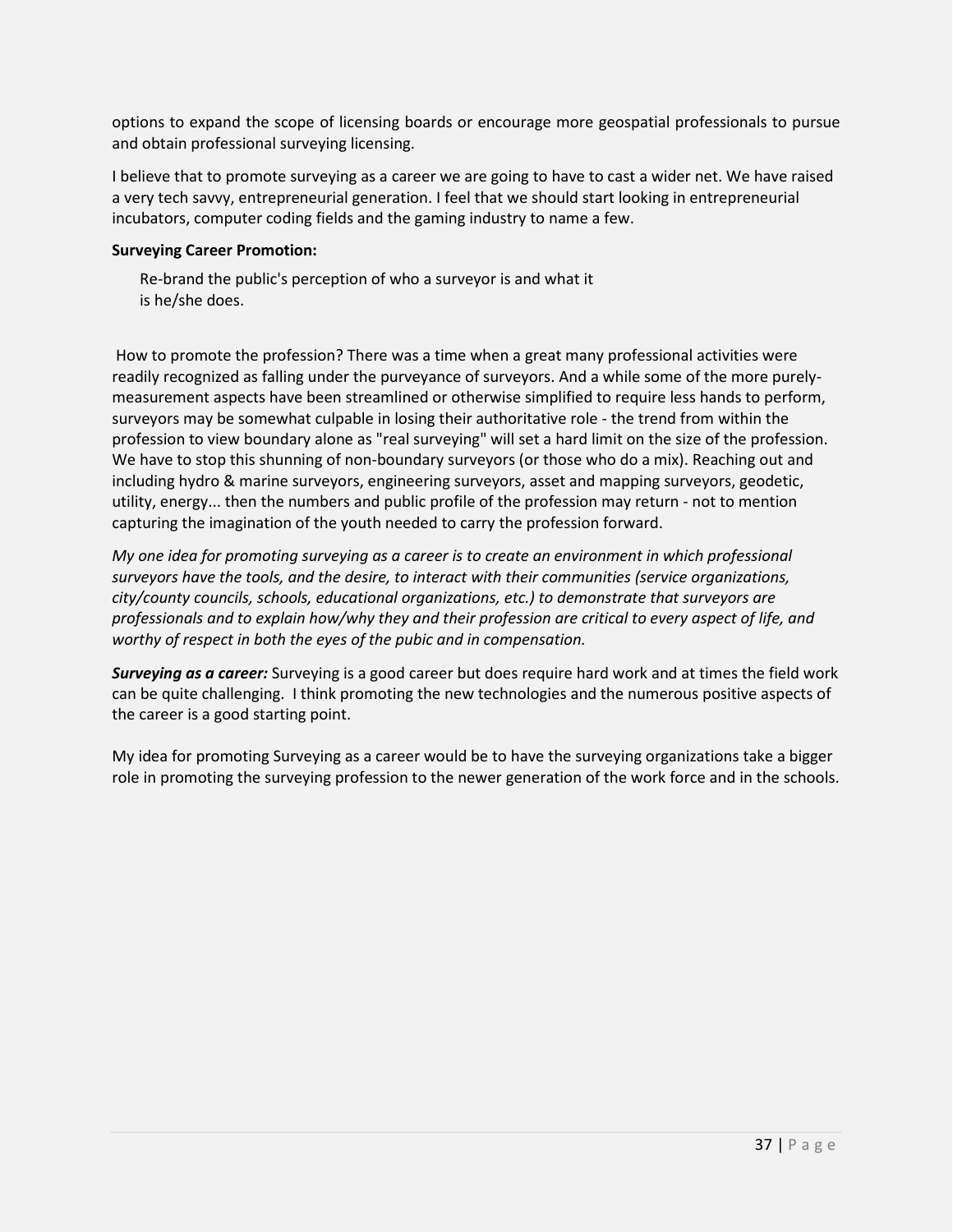options to expand the scope of licensing boards or encourage more geospatial professionals to pursue and obtain professional surveying licensing.

I believe that to promote surveying as a career we are going to have to cast a wider net. We have raised a very tech savvy, entrepreneurial generation. I feel that we should start looking in entrepreneurial incubators, computer coding fields and the gaming industry to name a few.

**Surveying Career Promotion:**

> Re-brand the public's perception of who a surveyor is and what it is he/she does.

How to promote the profession? There was a time when a great many professional activities were readily recognized as falling under the purveyance of surveyors. And a while some of the more purely-measurement aspects have been streamlined or otherwise simplified to require less hands to perform, surveyors may be somewhat culpable in losing their authoritative role - the trend from within the profession to view boundary alone as "real surveying" will set a hard limit on the size of the profession. We have to stop this shunning of non-boundary surveyors (or those who do a mix). Reaching out and including hydro & marine surveyors, engineering surveyors, asset and mapping surveyors, geodetic, utility, energy... then the numbers and public profile of the profession may return - not to mention capturing the imagination of the youth needed to carry the profession forward.

*My one idea for promoting surveying as a career is to create an environment in which professional surveyors have the tools, and the desire, to interact with their communities (service organizations, city/county councils, schools, educational organizations, etc.) to demonstrate that surveyors are professionals and to explain how/why they and their profession are critical to every aspect of life, and worthy of respect in both the eyes of the pubic and in compensation.*

***Surveying as a career:*** Surveying is a good career but does require hard work and at times the field work can be quite challenging. I think promoting the new technologies and the numerous positive aspects of the career is a good starting point.

My idea for promoting Surveying as a career would be to have the surveying organizations take a bigger role in promoting the surveying profession to the newer generation of the work force and in the schools.